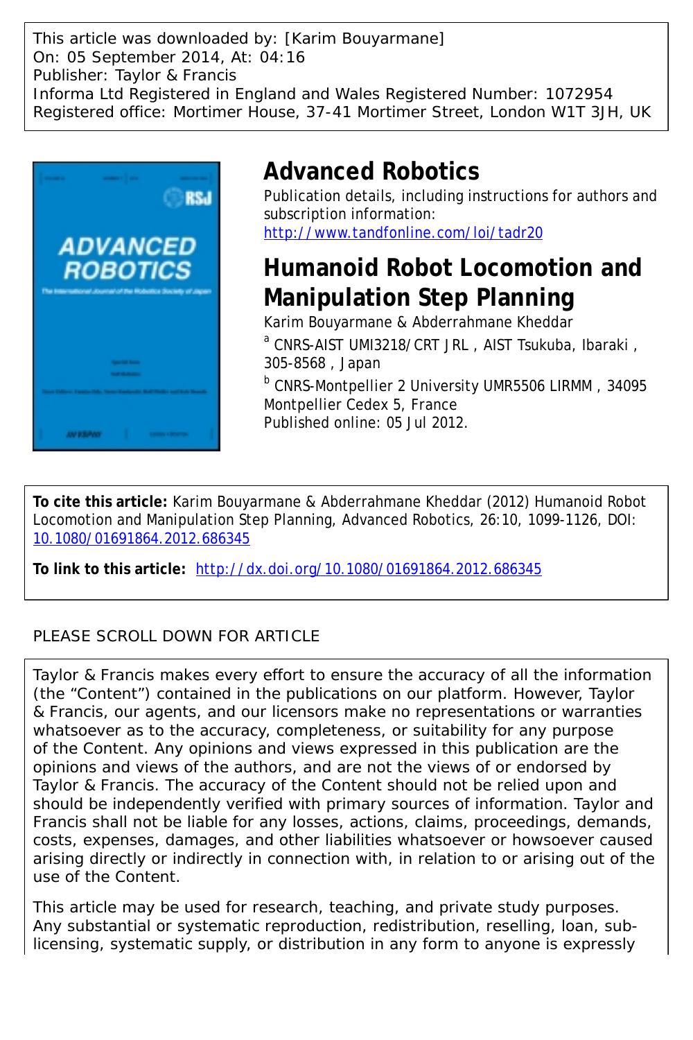This article was downloaded by: [Karim Bouyarmane]
On: 05 September 2014, At: 04:16
Publisher: Taylor & Francis
Informa Ltd Registered in England and Wales Registered Number: 1072954
Registered office: Mortimer House, 37-41 Mortimer Street, London W1T 3JH, UK

# Advanced Robotics

Publication details, including instructions for authors and subscription information:
http://www.tandfonline.com/loi/tadr20

# Humanoid Robot Locomotion and Manipulation Step Planning

Karim Bouyarmane & Abderrahmane Kheddar

[a] CNRS-AIST UMI3218/CRT JRL , AIST Tsukuba, Ibaraki , 305-8568 , Japan

[b] CNRS-Montpellier 2 University UMR5506 LIRMM , 34095 Montpellier Cedex 5, France

Published online: 05 Jul 2012.

**To cite this article:** Karim Bouyarmane & Abderrahmane Kheddar (2012) Humanoid Robot Locomotion and Manipulation Step Planning, Advanced Robotics, 26:10, 1099-1126, DOI: 10.1080/01691864.2012.686345

**To link to this article:** http://dx.doi.org/10.1080/01691864.2012.686345

PLEASE SCROLL DOWN FOR ARTICLE

Taylor & Francis makes every effort to ensure the accuracy of all the information (the "Content") contained in the publications on our platform. However, Taylor & Francis, our agents, and our licensors make no representations or warranties whatsoever as to the accuracy, completeness, or suitability for any purpose of the Content. Any opinions and views expressed in this publication are the opinions and views of the authors, and are not the views of or endorsed by Taylor & Francis. The accuracy of the Content should not be relied upon and should be independently verified with primary sources of information. Taylor and Francis shall not be liable for any losses, actions, claims, proceedings, demands, costs, expenses, damages, and other liabilities whatsoever or howsoever caused arising directly or indirectly in connection with, in relation to or arising out of the use of the Content.

This article may be used for research, teaching, and private study purposes. Any substantial or systematic reproduction, redistribution, reselling, loan, sub-licensing, systematic supply, or distribution in any form to anyone is expressly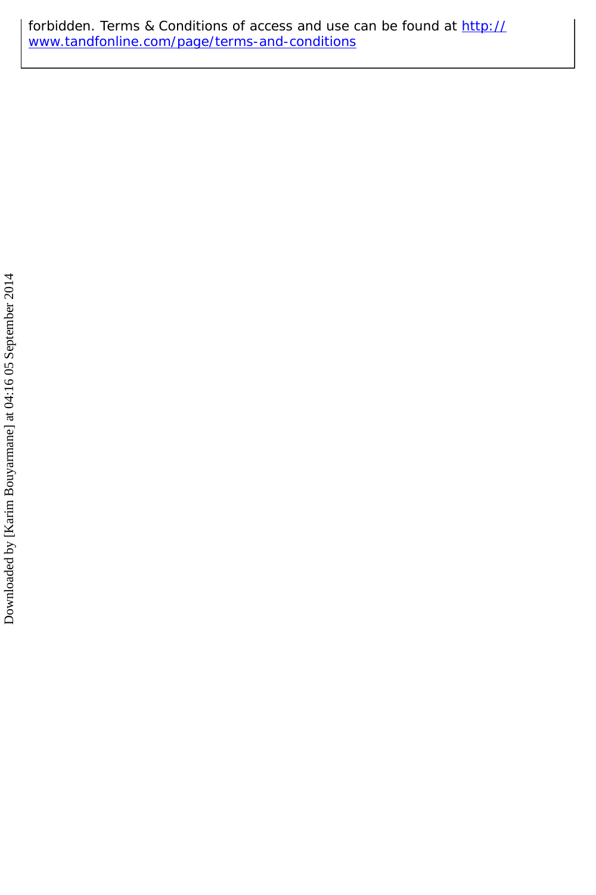forbidden. Terms & Conditions of access and use can be found at http://www.tandfonline.com/page/terms-and-conditions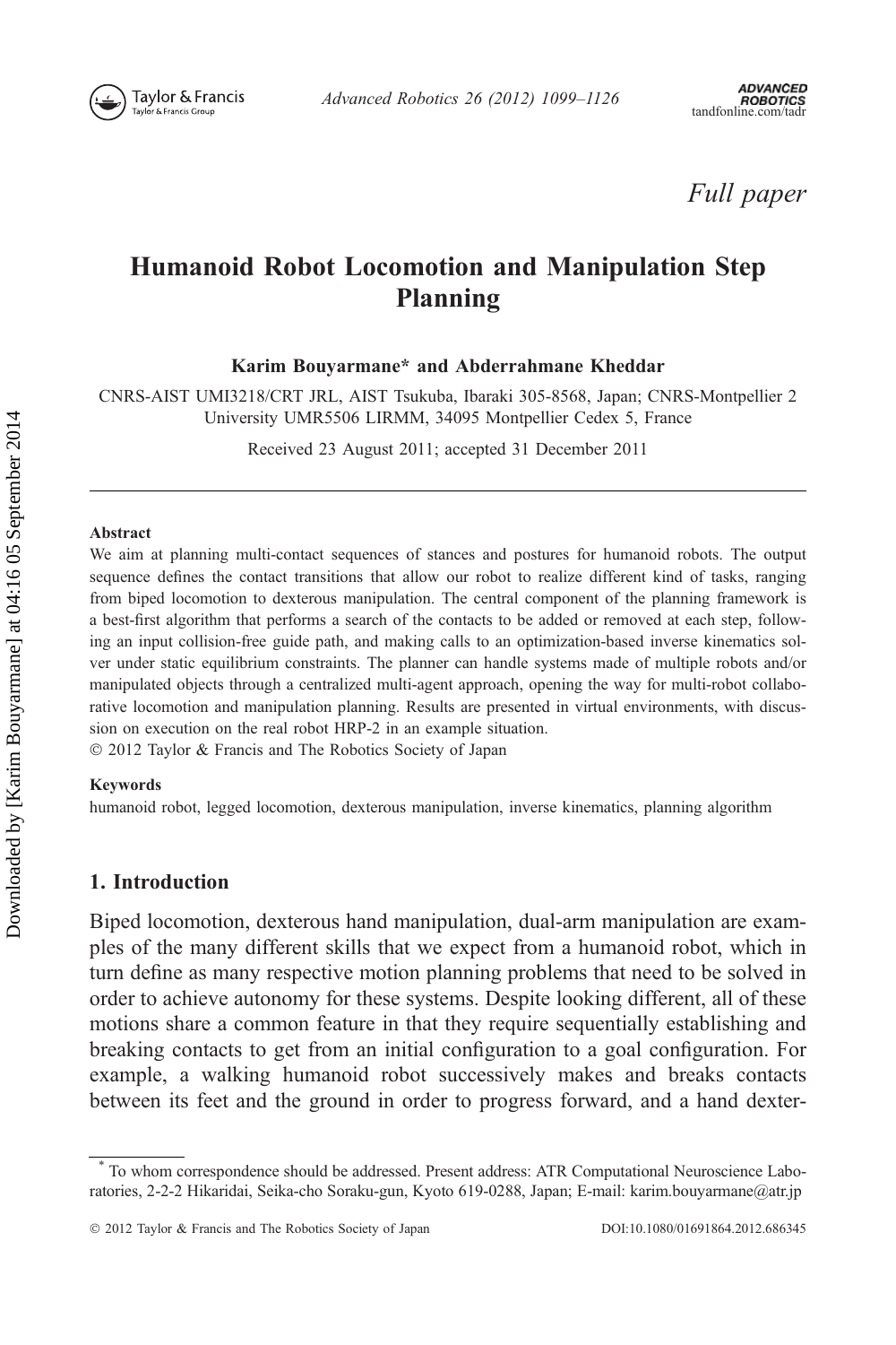*Full paper*

# Humanoid Robot Locomotion and Manipulation Step Planning

**Karim Bouyarmane\* and Abderrahmane Kheddar**

CNRS-AIST UMI3218/CRT JRL, AIST Tsukuba, Ibaraki 305-8568, Japan; CNRS-Montpellier 2 University UMR5506 LIRMM, 34095 Montpellier Cedex 5, France

Received 23 August 2011; accepted 31 December 2011

---

**Abstract**

We aim at planning multi-contact sequences of stances and postures for humanoid robots. The output sequence defines the contact transitions that allow our robot to realize different kind of tasks, ranging from biped locomotion to dexterous manipulation. The central component of the planning framework is a best-first algorithm that performs a search of the contacts to be added or removed at each step, following an input collision-free guide path, and making calls to an optimization-based inverse kinematics solver under static equilibrium constraints. The planner can handle systems made of multiple robots and/or manipulated objects through a centralized multi-agent approach, opening the way for multi-robot collaborative locomotion and manipulation planning. Results are presented in virtual environments, with discussion on execution on the real robot HRP-2 in an example situation.

© 2012 Taylor & Francis and The Robotics Society of Japan

**Keywords**

humanoid robot, legged locomotion, dexterous manipulation, inverse kinematics, planning algorithm

## 1. Introduction

Biped locomotion, dexterous hand manipulation, dual-arm manipulation are examples of the many different skills that we expect from a humanoid robot, which in turn define as many respective motion planning problems that need to be solved in order to achieve autonomy for these systems. Despite looking different, all of these motions share a common feature in that they require sequentially establishing and breaking contacts to get from an initial configuration to a goal configuration. For example, a walking humanoid robot successively makes and breaks contacts between its feet and the ground in order to progress forward, and a hand dexter-

\* To whom correspondence should be addressed. Present address: ATR Computational Neuroscience Laboratories, 2-2-2 Hikaridai, Seika-cho Soraku-gun, Kyoto 619-0288, Japan; E-mail: karim.bouyarmane@atr.jp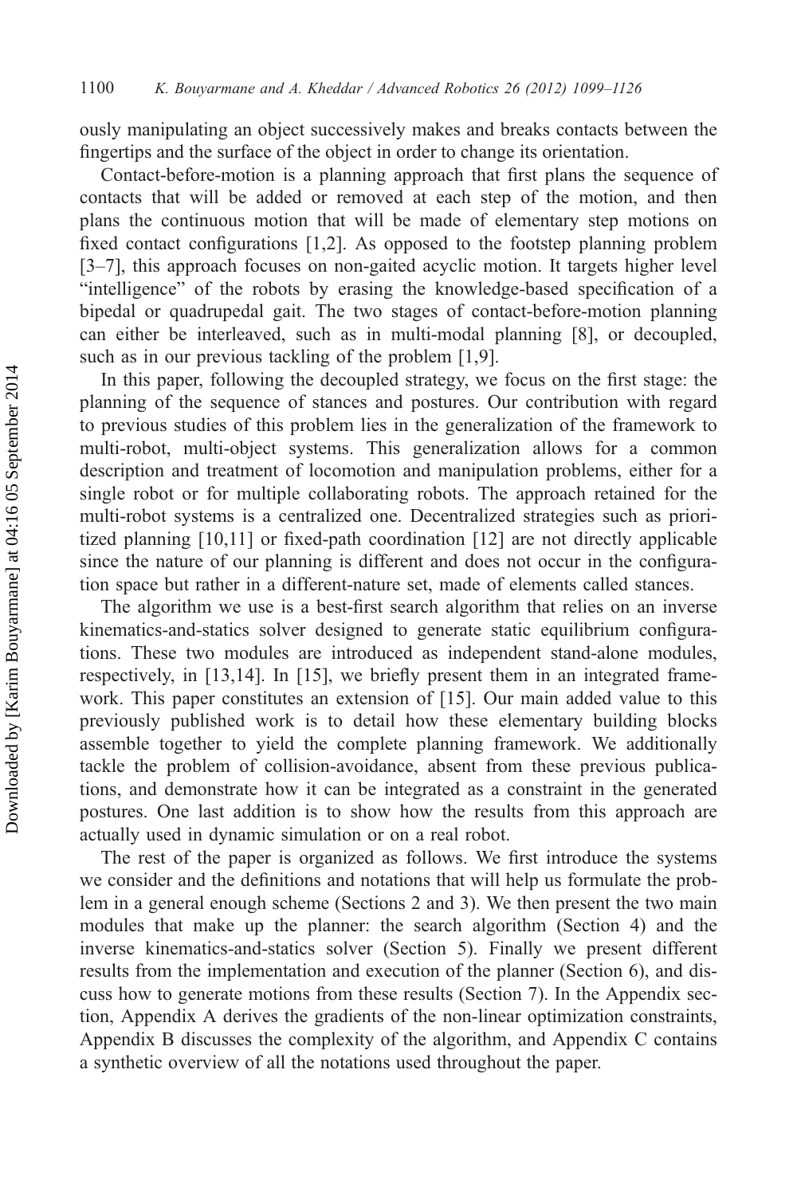ously manipulating an object successively makes and breaks contacts between the fingertips and the surface of the object in order to change its orientation.

Contact-before-motion is a planning approach that first plans the sequence of contacts that will be added or removed at each step of the motion, and then plans the continuous motion that will be made of elementary step motions on fixed contact configurations [1,2]. As opposed to the footstep planning problem [3–7], this approach focuses on non-gaited acyclic motion. It targets higher level "intelligence" of the robots by erasing the knowledge-based specification of a bipedal or quadrupedal gait. The two stages of contact-before-motion planning can either be interleaved, such as in multi-modal planning [8], or decoupled, such as in our previous tackling of the problem [1,9].

In this paper, following the decoupled strategy, we focus on the first stage: the planning of the sequence of stances and postures. Our contribution with regard to previous studies of this problem lies in the generalization of the framework to multi-robot, multi-object systems. This generalization allows for a common description and treatment of locomotion and manipulation problems, either for a single robot or for multiple collaborating robots. The approach retained for the multi-robot systems is a centralized one. Decentralized strategies such as prioritized planning [10,11] or fixed-path coordination [12] are not directly applicable since the nature of our planning is different and does not occur in the configuration space but rather in a different-nature set, made of elements called stances.

The algorithm we use is a best-first search algorithm that relies on an inverse kinematics-and-statics solver designed to generate static equilibrium configurations. These two modules are introduced as independent stand-alone modules, respectively, in [13,14]. In [15], we briefly present them in an integrated framework. This paper constitutes an extension of [15]. Our main added value to this previously published work is to detail how these elementary building blocks assemble together to yield the complete planning framework. We additionally tackle the problem of collision-avoidance, absent from these previous publications, and demonstrate how it can be integrated as a constraint in the generated postures. One last addition is to show how the results from this approach are actually used in dynamic simulation or on a real robot.

The rest of the paper is organized as follows. We first introduce the systems we consider and the definitions and notations that will help us formulate the problem in a general enough scheme (Sections 2 and 3). We then present the two main modules that make up the planner: the search algorithm (Section 4) and the inverse kinematics-and-statics solver (Section 5). Finally we present different results from the implementation and execution of the planner (Section 6), and discuss how to generate motions from these results (Section 7). In the Appendix section, Appendix A derives the gradients of the non-linear optimization constraints, Appendix B discusses the complexity of the algorithm, and Appendix C contains a synthetic overview of all the notations used throughout the paper.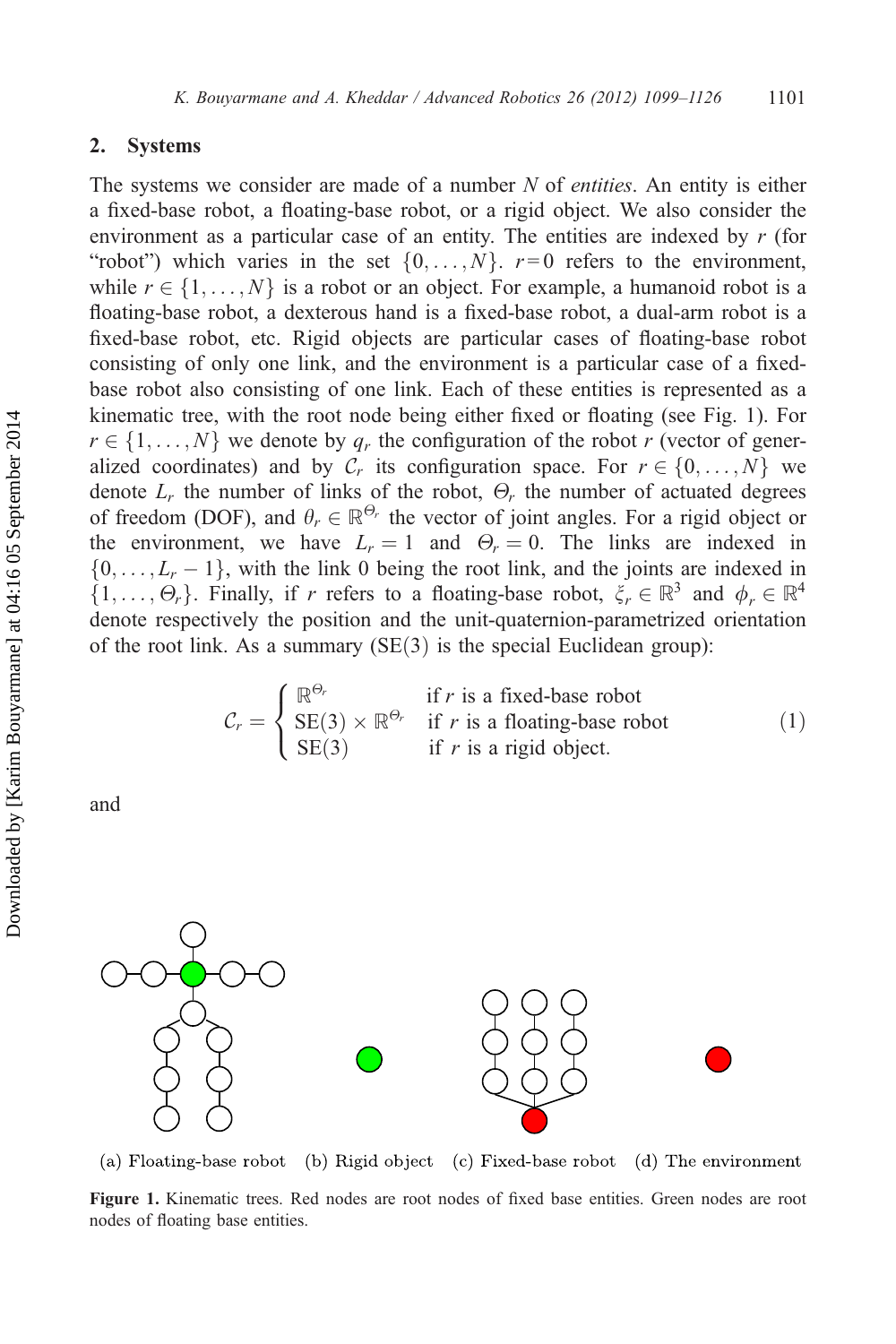## 2. Systems

The systems we consider are made of a number $N$ of *entities*. An entity is either a fixed-base robot, a floating-base robot, or a rigid object. We also consider the environment as a particular case of an entity. The entities are indexed by $r$ (for "robot") which varies in the set $\{0, \dots, N\}$. $r = 0$ refers to the environment, while $r \in \{1, \dots, N\}$ is a robot or an object. For example, a humanoid robot is a floating-base robot, a dexterous hand is a fixed-base robot, a dual-arm robot is a fixed-base robot, etc. Rigid objects are particular cases of floating-base robot consisting of only one link, and the environment is a particular case of a fixed-base robot also consisting of one link. Each of these entities is represented as a kinematic tree, with the root node being either fixed or floating (see Fig. 1). For $r \in \{1, \dots, N\}$ we denote by $q_r$ the configuration of the robot $r$ (vector of generalized coordinates) and by $\mathcal{C}_r$ its configuration space. For $r \in \{0, \dots, N\}$ we denote $L_r$ the number of links of the robot, $\Theta_r$ the number of actuated degrees of freedom (DOF), and $\theta_r \in \mathbb{R}^{\Theta_r}$ the vector of joint angles. For a rigid object or the environment, we have $L_r = 1$ and $\Theta_r = 0$. The links are indexed in $\{0, \dots, L_r - 1\}$, with the link 0 being the root link, and the joints are indexed in $\{1, \dots, \Theta_r\}$. Finally, if $r$ refers to a floating-base robot, $\xi_r \in \mathbb{R}^3$ and $\phi_r \in \mathbb{R}^4$ denote respectively the position and the unit-quaternion-parametrized orientation of the root link. As a summary ($\mathrm{SE}(3)$ is the special Euclidean group):

$$\mathcal{C}_r = \begin{cases} \mathbb{R}^{\Theta_r} & \text{if } r \text{ is a fixed-base robot} \\ \mathrm{SE}(3) \times \mathbb{R}^{\Theta_r} & \text{if } r \text{ is a floating-base robot} \\ \mathrm{SE}(3) & \text{if } r \text{ is a rigid object.} \end{cases} \tag{1}$$

and

(a) Floating-base robot (b) Rigid object (c) Fixed-base robot (d) The environment

**Figure 1.** Kinematic trees. Red nodes are root nodes of fixed base entities. Green nodes are root nodes of floating base entities.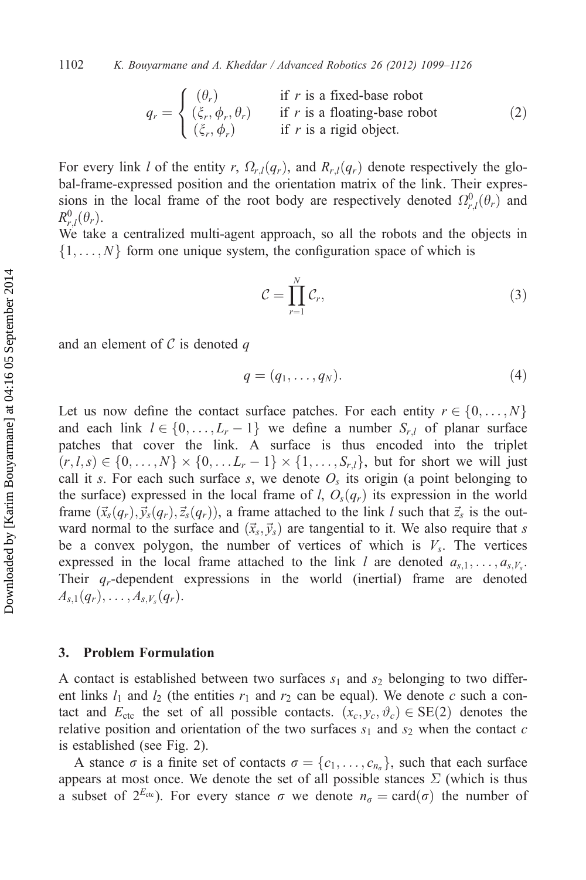$$q_r = \begin{cases} (\theta_r) & \text{if } r \text{ is a fixed-base robot} \\ (\xi_r, \phi_r, \theta_r) & \text{if } r \text{ is a floating-base robot} \\ (\xi_r, \phi_r) & \text{if } r \text{ is a rigid object.} \end{cases} \tag{2}$$

For every link $l$ of the entity $r$, $\Omega_{r,l}(q_r)$, and $R_{r,l}(q_r)$ denote respectively the global-frame-expressed position and the orientation matrix of the link. Their expressions in the local frame of the root body are respectively denoted $\Omega^0_{r,l}(\theta_r)$ and $R^0_{r,l}(\theta_r)$.

We take a centralized multi-agent approach, so all the robots and the objects in $\{1, \ldots, N\}$ form one unique system, the configuration space of which is

$$\mathcal{C} = \prod_{r=1}^{N} \mathcal{C}_r, \tag{3}$$

and an element of $\mathcal{C}$ is denoted $q$

$$q = (q_1, \ldots, q_N). \tag{4}$$

Let us now define the contact surface patches. For each entity $r \in \{0, \ldots, N\}$ and each link $l \in \{0, \ldots, L_r - 1\}$ we define a number $S_{r,l}$ of planar surface patches that cover the link. A surface is thus encoded into the triplet $(r, l, s) \in \{0, \ldots, N\} \times \{0, \ldots L_r - 1\} \times \{1, \ldots, S_{r,l}\}$, but for short we will just call it $s$. For each such surface $s$, we denote $O_s$ its origin (a point belonging to the surface) expressed in the local frame of $l$, $O_s(q_r)$ its expression in the world frame $(\vec{x}_s(q_r), \vec{y}_s(q_r), \vec{z}_s(q_r))$, a frame attached to the link $l$ such that $\vec{z}_s$ is the outward normal to the surface and $(\vec{x}_s, \vec{y}_s)$ are tangential to it. We also require that $s$ be a convex polygon, the number of vertices of which is $V_s$. The vertices expressed in the local frame attached to the link $l$ are denoted $a_{s,1}, \ldots, a_{s,V_s}$. Their $q_r$-dependent expressions in the world (inertial) frame are denoted $A_{s,1}(q_r), \ldots, A_{s,V_s}(q_r)$.

## 3. Problem Formulation

A contact is established between two surfaces $s_1$ and $s_2$ belonging to two different links $l_1$ and $l_2$ (the entities $r_1$ and $r_2$ can be equal). We denote $c$ such a contact and $E_{\text{ctc}}$ the set of all possible contacts. $(x_c, y_c, \vartheta_c) \in \text{SE}(2)$ denotes the relative position and orientation of the two surfaces $s_1$ and $s_2$ when the contact $c$ is established (see Fig. 2).

A stance $\sigma$ is a finite set of contacts $\sigma = \{c_1, \ldots, c_{n_\sigma}\}$, such that each surface appears at most once. We denote the set of all possible stances $\Sigma$ (which is thus a subset of $2^{E_{\text{ctc}}}$). For every stance $\sigma$ we denote $n_\sigma = \text{card}(\sigma)$ the number of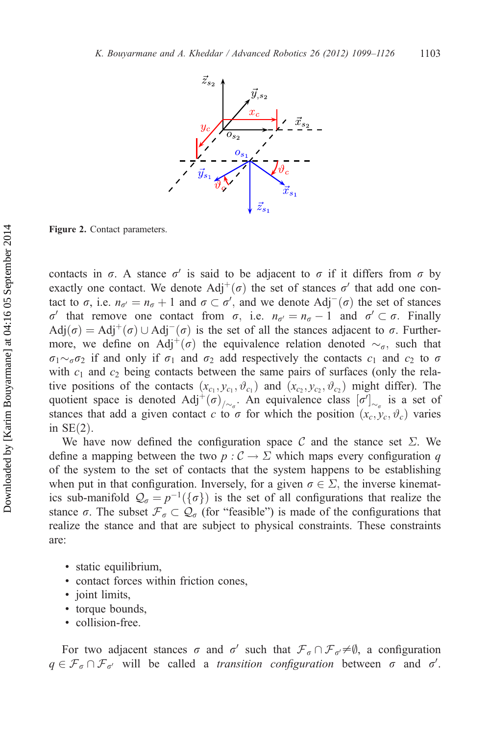Figure 2. Contact parameters.

contacts in $\sigma$. A stance $\sigma'$ is said to be adjacent to $\sigma$ if it differs from $\sigma$ by exactly one contact. We denote $\text{Adj}^+(\sigma)$ the set of stances $\sigma'$ that add one contact to $\sigma$, i.e. $n_{\sigma'} = n_\sigma + 1$ and $\sigma \subset \sigma'$, and we denote $\text{Adj}^-(\sigma)$ the set of stances $\sigma'$ that remove one contact from $\sigma$, i.e. $n_{\sigma'} = n_\sigma - 1$ and $\sigma' \subset \sigma$. Finally $\text{Adj}(\sigma) = \text{Adj}^+(\sigma) \cup \text{Adj}^-(\sigma)$ is the set of all the stances adjacent to $\sigma$. Furthermore, we define on $\text{Adj}^+(\sigma)$ the equivalence relation denoted $\sim_\sigma$, such that $\sigma_1 \sim_\sigma \sigma_2$ if and only if $\sigma_1$ and $\sigma_2$ add respectively the contacts $c_1$ and $c_2$ to $\sigma$ with $c_1$ and $c_2$ being contacts between the same pairs of surfaces (only the relative positions of the contacts $(x_{c_1}, y_{c_1}, \vartheta_{c_1})$ and $(x_{c_2}, y_{c_2}, \vartheta_{c_2})$ might differ). The quotient space is denoted $\text{Adj}^+(\sigma)_{/\sim_\sigma}$. An equivalence class $[\sigma']_{\sim_\sigma}$ is a set of stances that add a given contact $c$ to $\sigma$ for which the position $(x_c, y_c, \vartheta_c)$ varies in SE(2).

We have now defined the configuration space $\mathcal{C}$ and the stance set $\Sigma$. We define a mapping between the two $p : \mathcal{C} \rightarrow \Sigma$ which maps every configuration $q$ of the system to the set of contacts that the system happens to be establishing when put in that configuration. Inversely, for a given $\sigma \in \Sigma$, the inverse kinematics sub-manifold $\mathcal{Q}_\sigma = p^{-1}(\{\sigma\})$ is the set of all configurations that realize the stance $\sigma$. The subset $\mathcal{F}_\sigma \subset \mathcal{Q}_\sigma$ (for "feasible") is made of the configurations that realize the stance and that are subject to physical constraints. These constraints are:

- static equilibrium,
- contact forces within friction cones,
- joint limits,
- torque bounds,
- collision-free.

For two adjacent stances $\sigma$ and $\sigma'$ such that $\mathcal{F}_\sigma \cap \mathcal{F}_{\sigma'} \neq \emptyset$, a configuration $q \in \mathcal{F}_\sigma \cap \mathcal{F}_{\sigma'}$ will be called a *transition configuration* between $\sigma$ and $\sigma'$.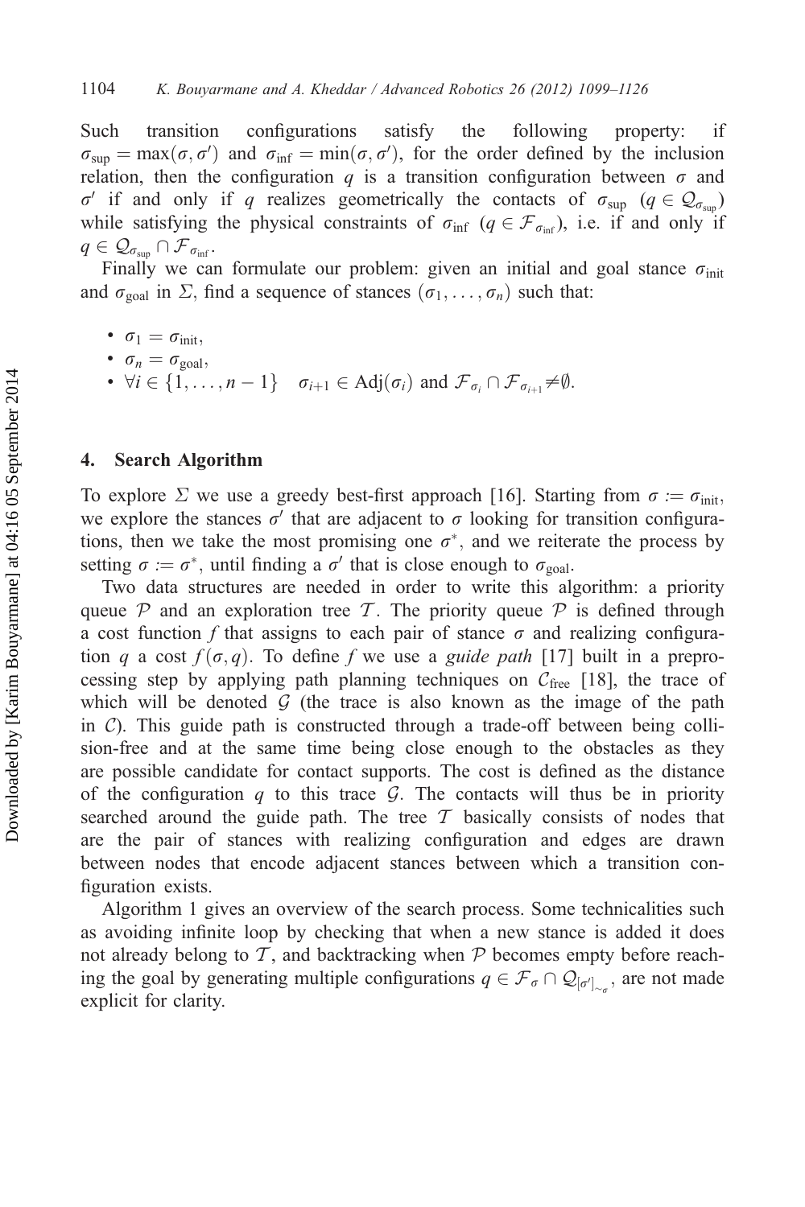Such transition configurations satisfy the following property: if $\sigma_{\sup} = \max(\sigma, \sigma')$ and $\sigma_{\inf} = \min(\sigma, \sigma')$, for the order defined by the inclusion relation, then the configuration $q$ is a transition configuration between $\sigma$ and $\sigma'$ if and only if $q$ realizes geometrically the contacts of $\sigma_{\sup}$ ($q \in \mathcal{Q}_{\sigma_{\sup}}$) while satisfying the physical constraints of $\sigma_{\inf}$ ($q \in \mathcal{F}_{\sigma_{\inf}}$), i.e. if and only if $q \in \mathcal{Q}_{\sigma_{\sup}} \cap \mathcal{F}_{\sigma_{\inf}}$.

Finally we can formulate our problem: given an initial and goal stance $\sigma_{\text{init}}$ and $\sigma_{\text{goal}}$ in $\Sigma$, find a sequence of stances $(\sigma_1, \ldots, \sigma_n)$ such that:

- $\sigma_1 = \sigma_{\text{init}}$,
- $\sigma_n = \sigma_{\text{goal}}$,
- $\forall i \in \{1, \ldots, n-1\} \quad \sigma_{i+1} \in \text{Adj}(\sigma_i)$ and $\mathcal{F}_{\sigma_i} \cap \mathcal{F}_{\sigma_{i+1}} \neq \emptyset$.

## 4. Search Algorithm

To explore $\Sigma$ we use a greedy best-first approach [16]. Starting from $\sigma := \sigma_{\text{init}}$, we explore the stances $\sigma'$ that are adjacent to $\sigma$ looking for transition configurations, then we take the most promising one $\sigma^*$, and we reiterate the process by setting $\sigma := \sigma^*$, until finding a $\sigma'$ that is close enough to $\sigma_{\text{goal}}$.

Two data structures are needed in order to write this algorithm: a priority queue $\mathcal{P}$ and an exploration tree $\mathcal{T}$. The priority queue $\mathcal{P}$ is defined through a cost function $f$ that assigns to each pair of stance $\sigma$ and realizing configuration $q$ a cost $f(\sigma, q)$. To define $f$ we use a *guide path* [17] built in a preprocessing step by applying path planning techniques on $\mathcal{C}_{\text{free}}$ [18], the trace of which will be denoted $\mathcal{G}$ (the trace is also known as the image of the path in $\mathcal{C}$). This guide path is constructed through a trade-off between being collision-free and at the same time being close enough to the obstacles as they are possible candidate for contact supports. The cost is defined as the distance of the configuration $q$ to this trace $\mathcal{G}$. The contacts will thus be in priority searched around the guide path. The tree $\mathcal{T}$ basically consists of nodes that are the pair of stances with realizing configuration and edges are drawn between nodes that encode adjacent stances between which a transition configuration exists.

Algorithm 1 gives an overview of the search process. Some technicalities such as avoiding infinite loop by checking that when a new stance is added it does not already belong to $\mathcal{T}$, and backtracking when $\mathcal{P}$ becomes empty before reaching the goal by generating multiple configurations $q \in \mathcal{F}_\sigma \cap \mathcal{Q}_{[\sigma']_{\sim_\sigma}}$, are not made explicit for clarity.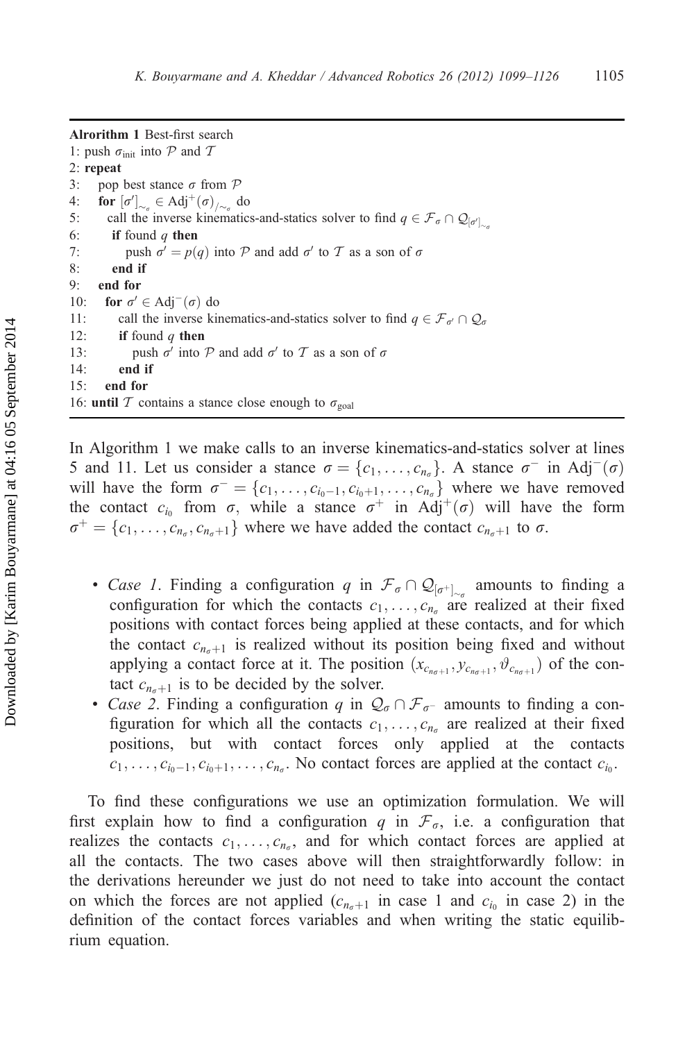**Alrorithm 1** Best-first search

```
1: push σ_init into P and T
2: repeat
3:    pop best stance σ from P
4:    for [σ']_{~σ} ∈ Adj⁺(σ)_{/~σ} do
5:      call the inverse kinematics-and-statics solver to find q ∈ F_σ ∩ Q_{[σ']_{~σ}}
6:      if found q then
7:         push σ' = p(q) into P and add σ' to T as a son of σ
8:      end if
9:    end for
10:   for σ' ∈ Adj⁻(σ) do
11:      call the inverse kinematics-and-statics solver to find q ∈ F_{σ'} ∩ Q_σ
12:      if found q then
13:         push σ' into P and add σ' to T as a son of σ
14:      end if
15:   end for
16: until T contains a stance close enough to σ_goal
```

In Algorithm 1 we make calls to an inverse kinematics-and-statics solver at lines 5 and 11. Let us consider a stance $\sigma = \{c_1, \ldots, c_{n_\sigma}\}$. A stance $\sigma^-$ in $\mathrm{Adj}^-(\sigma)$ will have the form $\sigma^- = \{c_1, \ldots, c_{i_0-1}, c_{i_0+1}, \ldots, c_{n_\sigma}\}$ where we have removed the contact $c_{i_0}$ from $\sigma$, while a stance $\sigma^+$ in $\mathrm{Adj}^+(\sigma)$ will have the form $\sigma^+ = \{c_1, \ldots, c_{n_\sigma}, c_{n_\sigma+1}\}$ where we have added the contact $c_{n_\sigma+1}$ to $\sigma$.

- *Case 1*. Finding a configuration $q$ in $\mathcal{F}_\sigma \cap \mathcal{Q}_{[\sigma^+]_{\sim_\sigma}}$ amounts to finding a configuration for which the contacts $c_1, \ldots, c_{n_\sigma}$ are realized at their fixed positions with contact forces being applied at these contacts, and for which the contact $c_{n_\sigma+1}$ is realized without its position being fixed and without applying a contact force at it. The position $(x_{c_{n_\sigma+1}}, y_{c_{n_\sigma+1}}, \vartheta_{c_{n_\sigma+1}})$ of the contact $c_{n_\sigma+1}$ is to be decided by the solver.
- *Case 2*. Finding a configuration $q$ in $\mathcal{Q}_\sigma \cap \mathcal{F}_{\sigma^-}$ amounts to finding a configuration for which all the contacts $c_1, \ldots, c_{n_\sigma}$ are realized at their fixed positions, but with contact forces only applied at the contacts $c_1, \ldots, c_{i_0-1}, c_{i_0+1}, \ldots, c_{n_\sigma}$. No contact forces are applied at the contact $c_{i_0}$.

To find these configurations we use an optimization formulation. We will first explain how to find a configuration $q$ in $\mathcal{F}_\sigma$, i.e. a configuration that realizes the contacts $c_1, \ldots, c_{n_\sigma}$, and for which contact forces are applied at all the contacts. The two cases above will then straightforwardly follow: in the derivations hereunder we just do not need to take into account the contact on which the forces are not applied ($c_{n_\sigma+1}$ in case 1 and $c_{i_0}$ in case 2) in the definition of the contact forces variables and when writing the static equilibrium equation.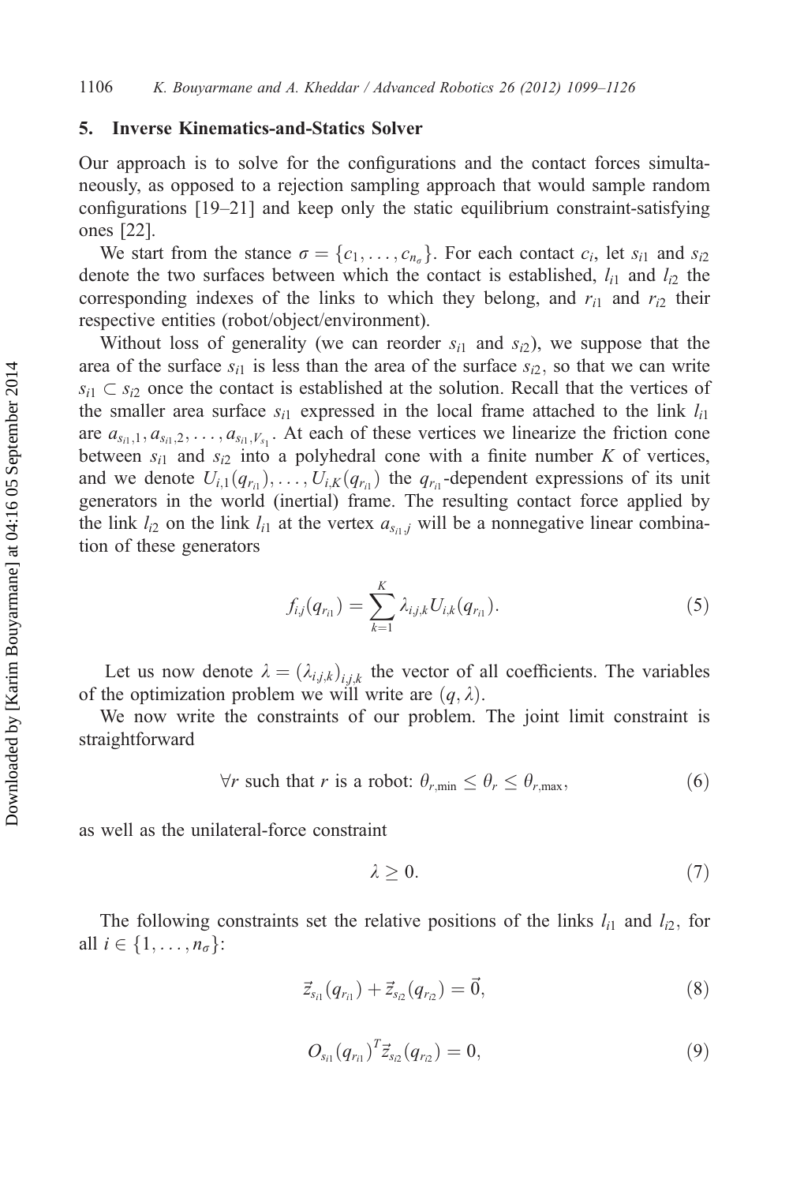## 5. Inverse Kinematics-and-Statics Solver

Our approach is to solve for the configurations and the contact forces simultaneously, as opposed to a rejection sampling approach that would sample random configurations [19–21] and keep only the static equilibrium constraint-satisfying ones [22].

We start from the stance $\sigma = \{c_1, \ldots, c_{n_\sigma}\}$. For each contact $c_i$, let $s_{i1}$ and $s_{i2}$ denote the two surfaces between which the contact is established, $l_{i1}$ and $l_{i2}$ the corresponding indexes of the links to which they belong, and $r_{i1}$ and $r_{i2}$ their respective entities (robot/object/environment).

Without loss of generality (we can reorder $s_{i1}$ and $s_{i2}$), we suppose that the area of the surface $s_{i1}$ is less than the area of the surface $s_{i2}$, so that we can write $s_{i1} \subset s_{i2}$ once the contact is established at the solution. Recall that the vertices of the smaller area surface $s_{i1}$ expressed in the local frame attached to the link $l_{i1}$ are $a_{s_{i1},1}, a_{s_{i1},2}, \ldots, a_{s_{i1},V_{s_1}}$. At each of these vertices we linearize the friction cone between $s_{i1}$ and $s_{i2}$ into a polyhedral cone with a finite number $K$ of vertices, and we denote $U_{i,1}(q_{r_{i1}}), \ldots, U_{i,K}(q_{r_{i1}})$ the $q_{r_{i1}}$-dependent expressions of its unit generators in the world (inertial) frame. The resulting contact force applied by the link $l_{i2}$ on the link $l_{i1}$ at the vertex $a_{s_{i1},j}$ will be a nonnegative linear combination of these generators

$$f_{i,j}(q_{r_{i1}}) = \sum_{k=1}^{K} \lambda_{i,j,k} U_{i,k}(q_{r_{i1}}). \tag{5}$$

Let us now denote $\lambda = (\lambda_{i,j,k})_{i,j,k}$ the vector of all coefficients. The variables of the optimization problem we will write are $(q, \lambda)$.

We now write the constraints of our problem. The joint limit constraint is straightforward

$$\forall r \text{ such that } r \text{ is a robot: } \theta_{r,\min} \leq \theta_r \leq \theta_{r,\max}, \tag{6}$$

as well as the unilateral-force constraint

$$\lambda \geq 0. \tag{7}$$

The following constraints set the relative positions of the links $l_{i1}$ and $l_{i2}$, for all $i \in \{1, \ldots, n_\sigma\}$:

$$\vec{z}_{s_{i1}}(q_{r_{i1}}) + \vec{z}_{s_{i2}}(q_{r_{i2}}) = \vec{0}, \tag{8}$$

$$O_{s_{i1}}(q_{r_{i1}})^T \vec{z}_{s_{i2}}(q_{r_{i2}}) = 0, \tag{9}$$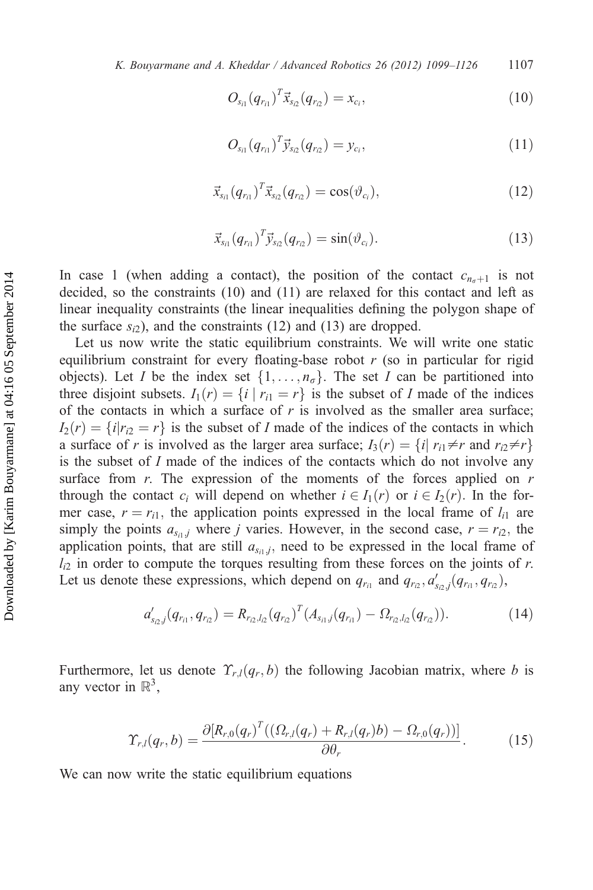$$O_{s_{i1}}(q_{r_{i1}})^T \vec{x}_{s_{i2}}(q_{r_{i2}}) = x_{c_i}, \tag{10}$$

$$O_{s_{i1}}(q_{r_{i1}})^T \vec{y}_{s_{i2}}(q_{r_{i2}}) = y_{c_i}, \tag{11}$$

$$\vec{x}_{s_{i1}}(q_{r_{i1}})^T \vec{x}_{s_{i2}}(q_{r_{i2}}) = \cos(\vartheta_{c_i}), \tag{12}$$

$$\vec{x}_{s_{i1}}(q_{r_{i1}})^T \vec{y}_{s_{i2}}(q_{r_{i2}}) = \sin(\vartheta_{c_i}). \tag{13}$$

In case 1 (when adding a contact), the position of the contact $c_{n_\sigma+1}$ is not decided, so the constraints (10) and (11) are relaxed for this contact and left as linear inequality constraints (the linear inequalities defining the polygon shape of the surface $s_{i2}$), and the constraints (12) and (13) are dropped.

Let us now write the static equilibrium constraints. We will write one static equilibrium constraint for every floating-base robot $r$ (so in particular for rigid objects). Let $I$ be the index set $\{1, \ldots, n_\sigma\}$. The set $I$ can be partitioned into three disjoint subsets. $I_1(r) = \{i \mid r_{i1} = r\}$ is the subset of $I$ made of the indices of the contacts in which a surface of $r$ is involved as the smaller area surface; $I_2(r) = \{i | r_{i2} = r\}$ is the subset of $I$ made of the indices of the contacts in which a surface of $r$ is involved as the larger area surface; $I_3(r) = \{i | \ r_{i1} \neq r \text{ and } r_{i2} \neq r\}$ is the subset of $I$ made of the indices of the contacts which do not involve any surface from $r$. The expression of the moments of the forces applied on $r$ through the contact $c_i$ will depend on whether $i \in I_1(r)$ or $i \in I_2(r)$. In the former case, $r = r_{i1}$, the application points expressed in the local frame of $l_{i1}$ are simply the points $a_{s_{i1},j}$ where $j$ varies. However, in the second case, $r = r_{i2}$, the application points, that are still $a_{s_{i1},j}$, need to be expressed in the local frame of $l_{i2}$ in order to compute the torques resulting from these forces on the joints of $r$. Let us denote these expressions, which depend on $q_{r_{i1}}$ and $q_{r_{i2}}$, $a'_{s_{i2},j}(q_{r_{i1}}, q_{r_{i2}})$,

$$a'_{s_{i2},j}(q_{r_{i1}}, q_{r_{i2}}) = R_{r_{i2},l_{i2}}(q_{r_{i2}})^T (A_{s_{i1},j}(q_{r_{i1}}) - \Omega_{r_{i2},l_{i2}}(q_{r_{i2}})). \tag{14}$$

Furthermore, let us denote $\Upsilon_{r,l}(q_r, b)$ the following Jacobian matrix, where $b$ is any vector in $\mathbb{R}^3$,

$$\Upsilon_{r,l}(q_r, b) = \frac{\partial [R_{r,0}(q_r)^T ((\Omega_{r,l}(q_r) + R_{r,l}(q_r)b) - \Omega_{r,0}(q_r))]}{\partial \theta_r}. \tag{15}$$

We can now write the static equilibrium equations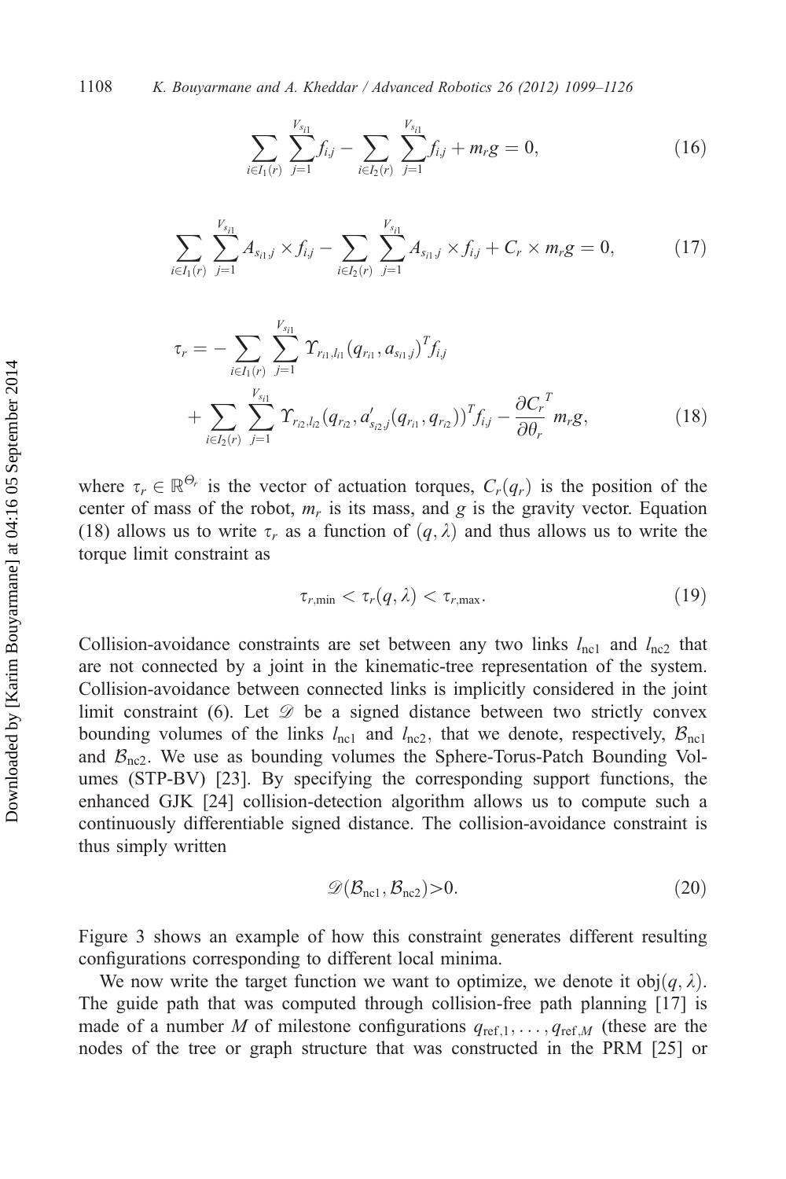$$\sum_{i \in I_1(r)} \sum_{j=1}^{V_{s_{i1}}} f_{i,j} - \sum_{i \in I_2(r)} \sum_{j=1}^{V_{s_{i1}}} f_{i,j} + m_r g = 0, \tag{16}$$

$$\sum_{i \in I_1(r)} \sum_{j=1}^{V_{s_{i1}}} A_{s_{i1},j} \times f_{i,j} - \sum_{i \in I_2(r)} \sum_{j=1}^{V_{s_{i1}}} A_{s_{i1},j} \times f_{i,j} + C_r \times m_r g = 0, \tag{17}$$

$$\begin{aligned}\tau_r = &- \sum_{i \in I_1(r)} \sum_{j=1}^{V_{s_{i1}}} \Upsilon_{r_{i1},l_{i1}}(q_{r_{i1}}, a_{s_{i1},j})^T f_{i,j} \\ &+ \sum_{i \in I_2(r)} \sum_{j=1}^{V_{s_{i1}}} \Upsilon_{r_{i2},l_{i2}}(q_{r_{i2}}, a'_{s_{i2},j}(q_{r_{i1}}, q_{r_{i2}}))^T f_{i,j} - \frac{\partial C_r}{\partial \theta_r}^T m_r g,\end{aligned} \tag{18}$$

where $\tau_r \in \mathbb{R}^{\Theta_r}$ is the vector of actuation torques, $C_r(q_r)$ is the position of the center of mass of the robot, $m_r$ is its mass, and $g$ is the gravity vector. Equation (18) allows us to write $\tau_r$ as a function of $(q, \lambda)$ and thus allows us to write the torque limit constraint as

$$\tau_{r,\min} < \tau_r(q, \lambda) < \tau_{r,\max}. \tag{19}$$

Collision-avoidance constraints are set between any two links $l_{\text{nc1}}$ and $l_{\text{nc2}}$ that are not connected by a joint in the kinematic-tree representation of the system. Collision-avoidance between connected links is implicitly considered in the joint limit constraint (6). Let $\mathscr{D}$ be a signed distance between two strictly convex bounding volumes of the links $l_{\text{nc1}}$ and $l_{\text{nc2}}$, that we denote, respectively, $\mathcal{B}_{\text{nc1}}$ and $\mathcal{B}_{\text{nc2}}$. We use as bounding volumes the Sphere-Torus-Patch Bounding Volumes (STP-BV) [23]. By specifying the corresponding support functions, the enhanced GJK [24] collision-detection algorithm allows us to compute such a continuously differentiable signed distance. The collision-avoidance constraint is thus simply written

$$\mathscr{D}(\mathcal{B}_{\text{nc1}}, \mathcal{B}_{\text{nc2}}) > 0. \tag{20}$$

Figure 3 shows an example of how this constraint generates different resulting configurations corresponding to different local minima.

We now write the target function we want to optimize, we denote it $\text{obj}(q, \lambda)$. The guide path that was computed through collision-free path planning [17] is made of a number $M$ of milestone configurations $q_{\text{ref},1}, \ldots, q_{\text{ref},M}$ (these are the nodes of the tree or graph structure that was constructed in the PRM [25] or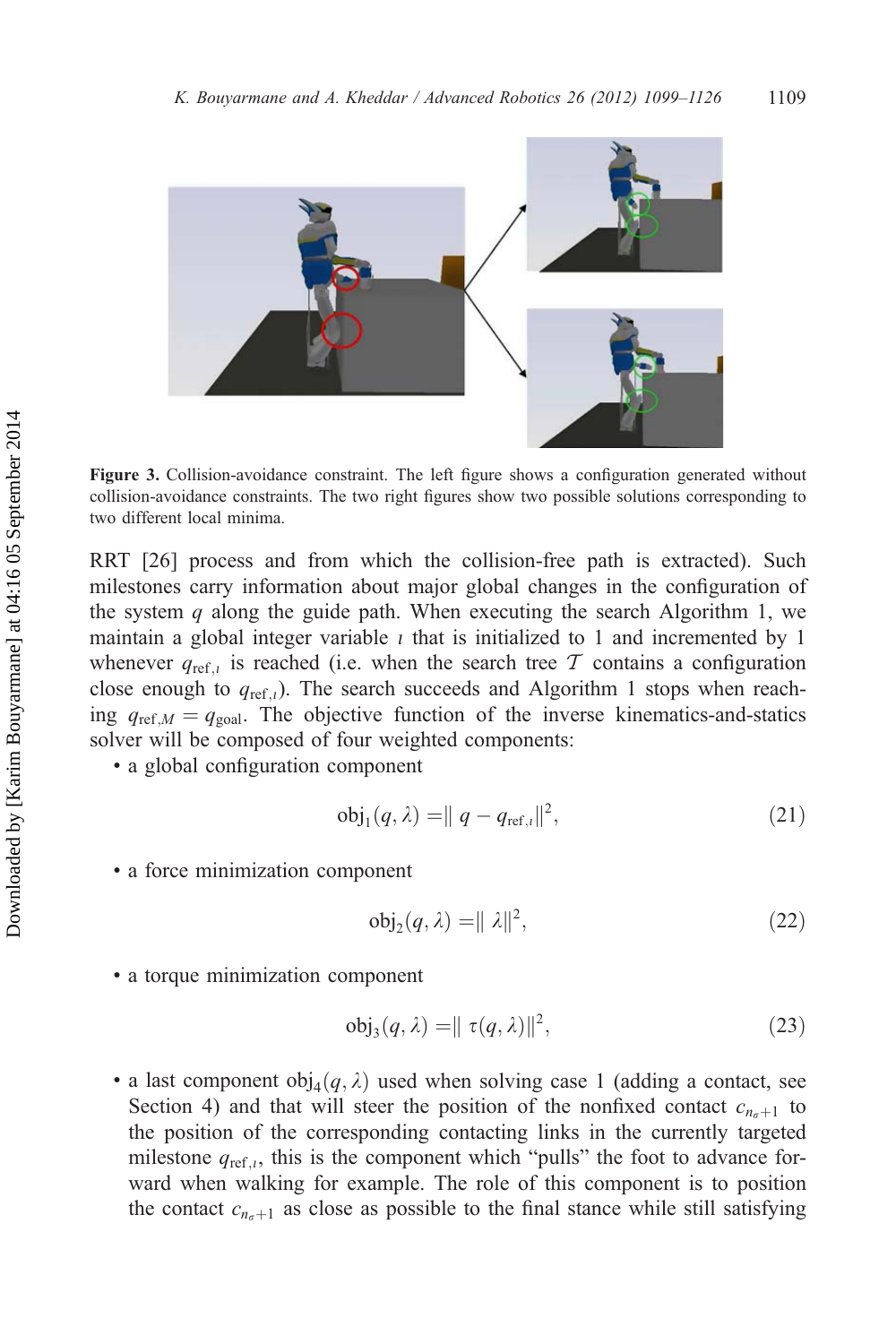**Figure 3.** Collision-avoidance constraint. The left figure shows a configuration generated without collision-avoidance constraints. The two right figures show two possible solutions corresponding to two different local minima.

RRT [26] process and from which the collision-free path is extracted). Such milestones carry information about major global changes in the configuration of the system $q$ along the guide path. When executing the search Algorithm 1, we maintain a global integer variable $\iota$ that is initialized to 1 and incremented by 1 whenever $q_{\text{ref},\iota}$ is reached (i.e. when the search tree $\mathcal{T}$ contains a configuration close enough to $q_{\text{ref},\iota}$). The search succeeds and Algorithm 1 stops when reaching $q_{\text{ref},M} = q_{\text{goal}}$. The objective function of the inverse kinematics-and-statics solver will be composed of four weighted components:

- a global configuration component

$$\text{obj}_1(q, \lambda) = \| q - q_{\text{ref},\iota} \|^2, \tag{21}$$

- a force minimization component

$$\text{obj}_2(q, \lambda) = \| \lambda \|^2, \tag{22}$$

- a torque minimization component

$$\text{obj}_3(q, \lambda) = \| \tau(q, \lambda) \|^2, \tag{23}$$

- a last component $\text{obj}_4(q, \lambda)$ used when solving case 1 (adding a contact, see Section 4) and that will steer the position of the nonfixed contact $c_{n_\sigma+1}$ to the position of the corresponding contacting links in the currently targeted milestone $q_{\text{ref},\iota}$, this is the component which "pulls" the foot to advance forward when walking for example. The role of this component is to position the contact $c_{n_\sigma+1}$ as close as possible to the final stance while still satisfying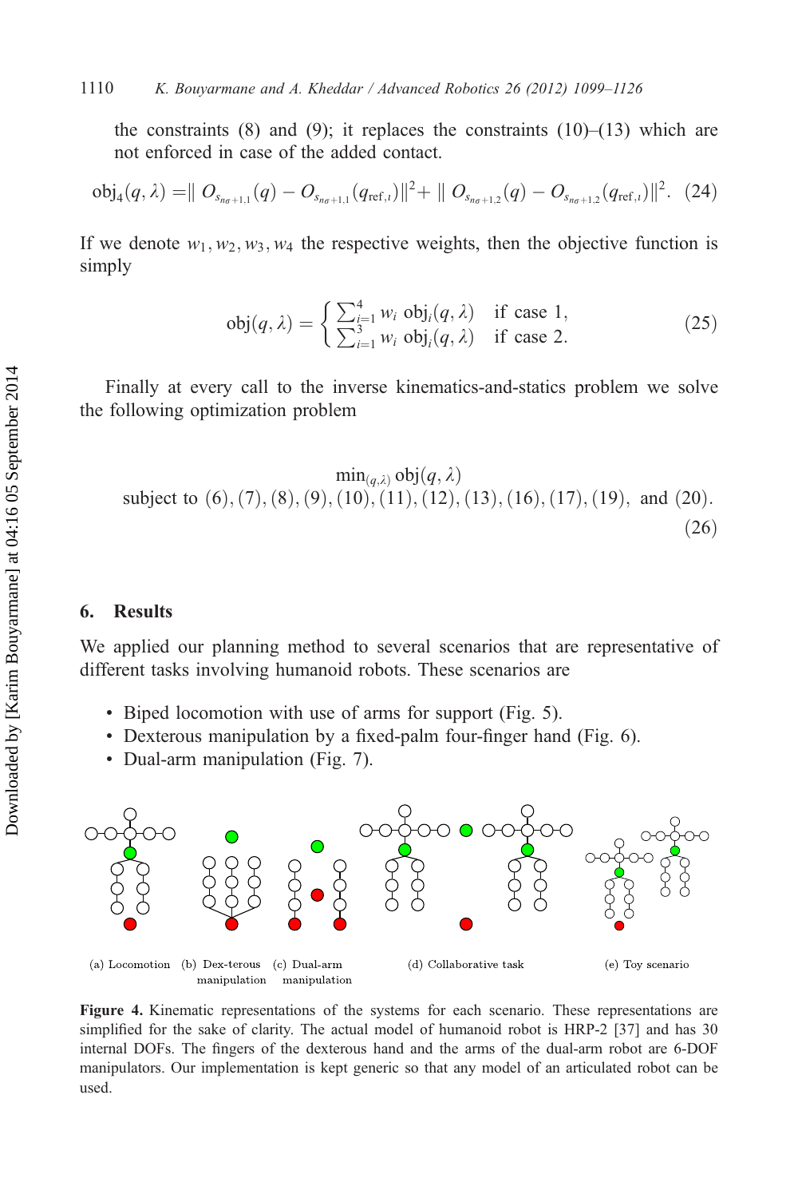the constraints (8) and (9); it replaces the constraints (10)–(13) which are not enforced in case of the added contact.

$$\text{obj}_4(q, \lambda) = \| O_{s_{n\sigma+1,1}}(q) - O_{s_{n\sigma+1,1}}(q_{\text{ref},\iota}) \|^2 + \| O_{s_{n\sigma+1,2}}(q) - O_{s_{n\sigma+1,2}}(q_{\text{ref},\iota}) \|^2. \quad (24)$$

If we denote $w_1, w_2, w_3, w_4$ the respective weights, then the objective function is simply

$$\text{obj}(q, \lambda) = \begin{cases} \sum_{i=1}^{4} w_i \, \text{obj}_i(q, \lambda) & \text{if case 1}, \\ \sum_{i=1}^{3} w_i \, \text{obj}_i(q, \lambda) & \text{if case 2}. \end{cases} \quad (25)$$

Finally at every call to the inverse kinematics-and-statics problem we solve the following optimization problem

$$\min_{(q,\lambda)} \text{obj}(q, \lambda)$$
$$\text{subject to } (6), (7), (8), (9), (10), (11), (12), (13), (16), (17), (19), \text{ and } (20). \quad (26)$$

## 6. Results

We applied our planning method to several scenarios that are representative of different tasks involving humanoid robots. These scenarios are

- Biped locomotion with use of arms for support (Fig. 5).
- Dexterous manipulation by a fixed-palm four-finger hand (Fig. 6).
- Dual-arm manipulation (Fig. 7).

(a) Locomotion (b) Dex-terous manipulation (c) Dual-arm manipulation (d) Collaborative task (e) Toy scenario

**Figure 4.** Kinematic representations of the systems for each scenario. These representations are simplified for the sake of clarity. The actual model of humanoid robot is HRP-2 [37] and has 30 internal DOFs. The fingers of the dexterous hand and the arms of the dual-arm robot are 6-DOF manipulators. Our implementation is kept generic so that any model of an articulated robot can be used.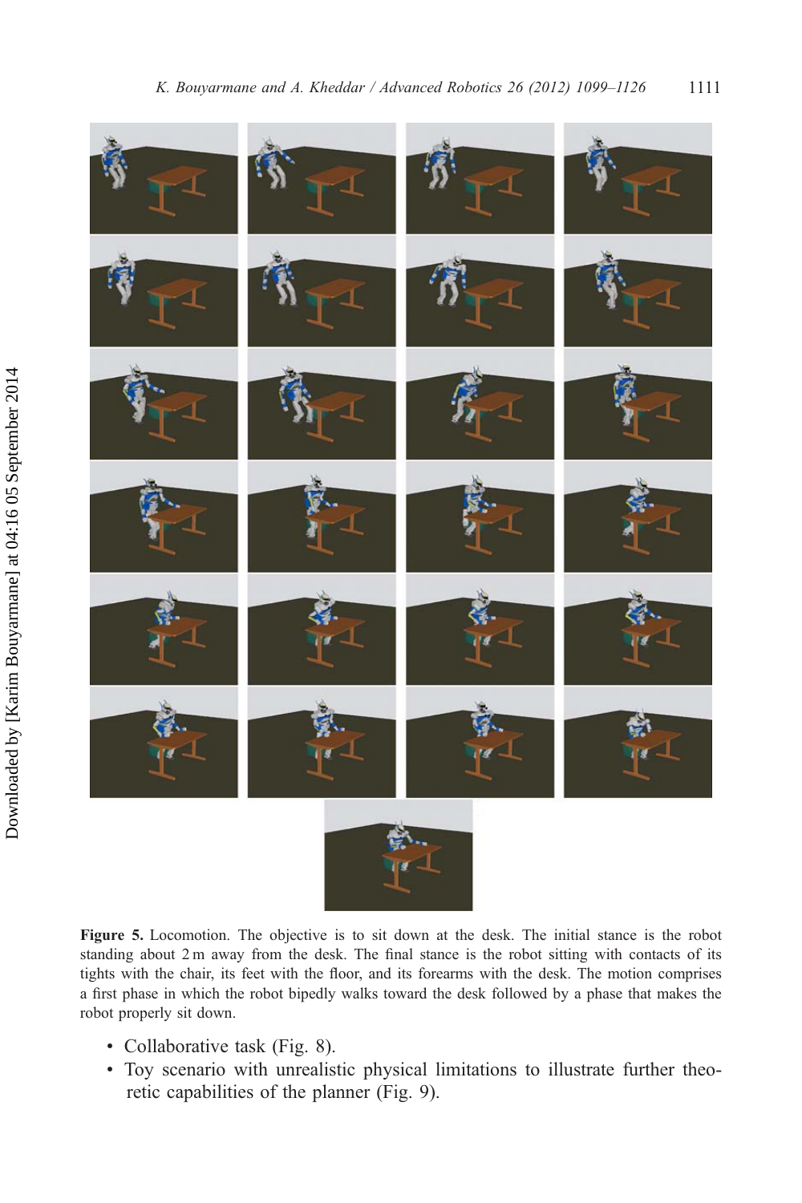**Figure 5.** Locomotion. The objective is to sit down at the desk. The initial stance is the robot standing about 2 m away from the desk. The final stance is the robot sitting with contacts of its tights with the chair, its feet with the floor, and its forearms with the desk. The motion comprises a first phase in which the robot bipedly walks toward the desk followed by a phase that makes the robot properly sit down.

- Collaborative task (Fig. 8).
- Toy scenario with unrealistic physical limitations to illustrate further theoretic capabilities of the planner (Fig. 9).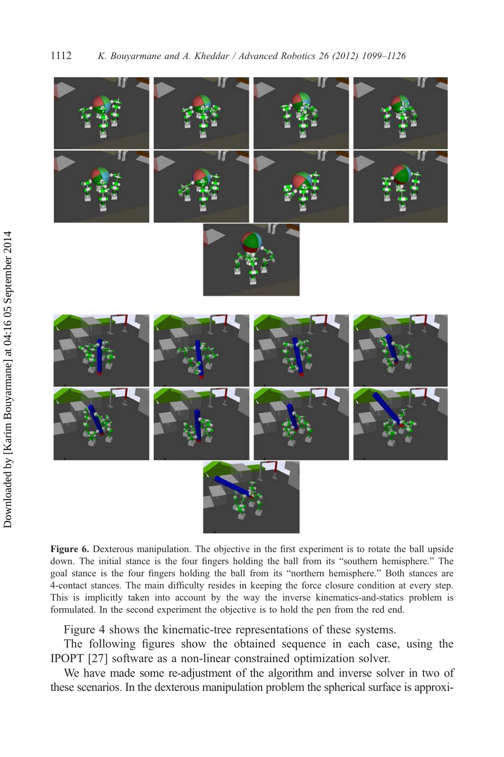**Figure 6.** Dexterous manipulation. The objective in the first experiment is to rotate the ball upside down. The initial stance is the four fingers holding the ball from its "southern hemisphere." The goal stance is the four fingers holding the ball from its "northern hemisphere." Both stances are 4-contact stances. The main difficulty resides in keeping the force closure condition at every step. This is implicitly taken into account by the way the inverse kinematics-and-statics problem is formulated. In the second experiment the objective is to hold the pen from the red end.

Figure 4 shows the kinematic-tree representations of these systems.

The following figures show the obtained sequence in each case, using the IPOPT [27] software as a non-linear constrained optimization solver.

We have made some re-adjustment of the algorithm and inverse solver in two of these scenarios. In the dexterous manipulation problem the spherical surface is approxi-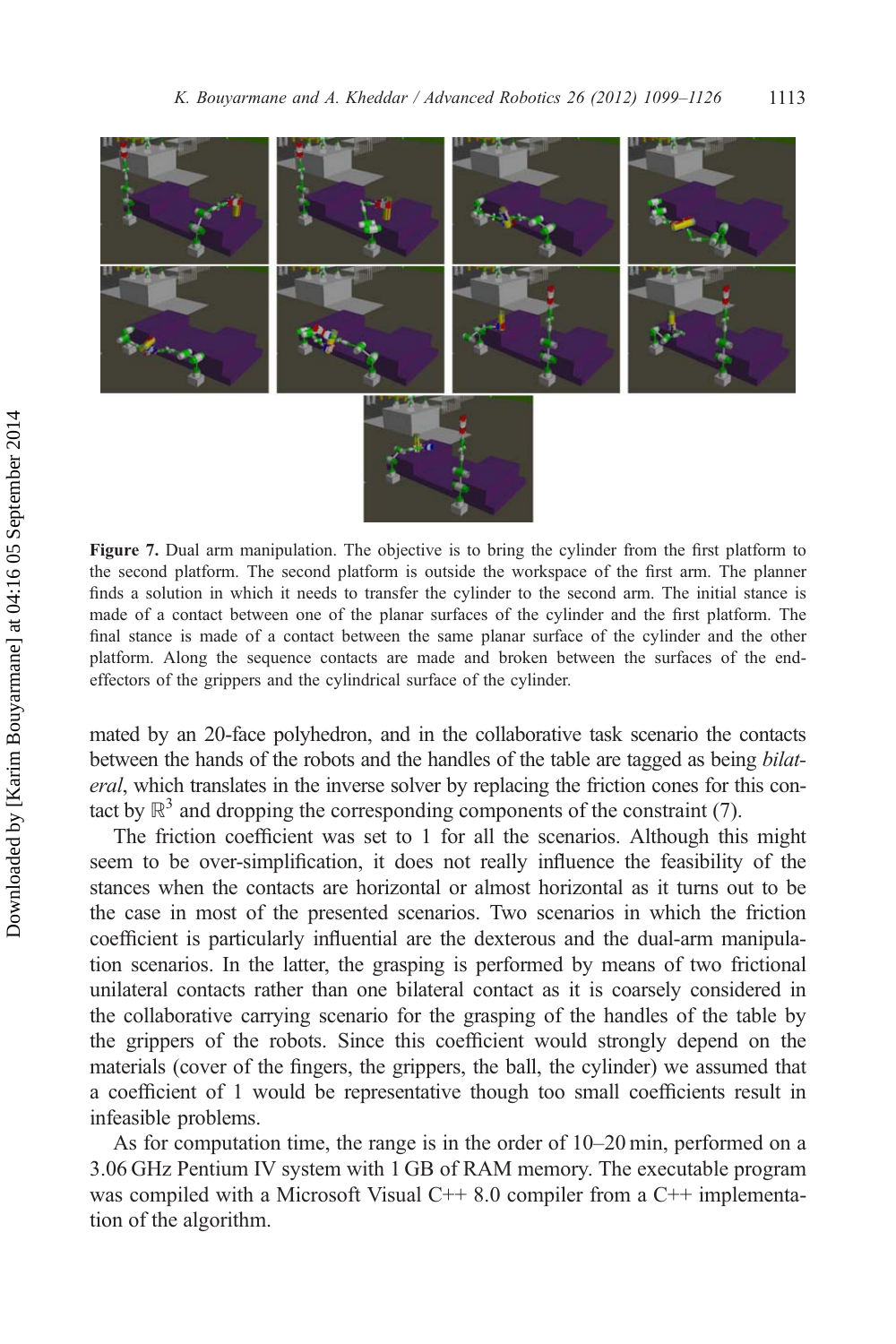Figure 7. Dual arm manipulation. The objective is to bring the cylinder from the first platform to the second platform. The second platform is outside the workspace of the first arm. The planner finds a solution in which it needs to transfer the cylinder to the second arm. The initial stance is made of a contact between one of the planar surfaces of the cylinder and the first platform. The final stance is made of a contact between the same planar surface of the cylinder and the other platform. Along the sequence contacts are made and broken between the surfaces of the end-effectors of the grippers and the cylindrical surface of the cylinder.

mated by an 20-face polyhedron, and in the collaborative task scenario the contacts between the hands of the robots and the handles of the table are tagged as being *bilateral*, which translates in the inverse solver by replacing the friction cones for this contact by $\mathbb{R}^3$ and dropping the corresponding components of the constraint (7).

The friction coefficient was set to 1 for all the scenarios. Although this might seem to be over-simplification, it does not really influence the feasibility of the stances when the contacts are horizontal or almost horizontal as it turns out to be the case in most of the presented scenarios. Two scenarios in which the friction coefficient is particularly influential are the dexterous and the dual-arm manipulation scenarios. In the latter, the grasping is performed by means of two frictional unilateral contacts rather than one bilateral contact as it is coarsely considered in the collaborative carrying scenario for the grasping of the handles of the table by the grippers of the robots. Since this coefficient would strongly depend on the materials (cover of the fingers, the grippers, the ball, the cylinder) we assumed that a coefficient of 1 would be representative though too small coefficients result in infeasible problems.

As for computation time, the range is in the order of 10–20 min, performed on a 3.06 GHz Pentium IV system with 1 GB of RAM memory. The executable program was compiled with a Microsoft Visual C++ 8.0 compiler from a C++ implementation of the algorithm.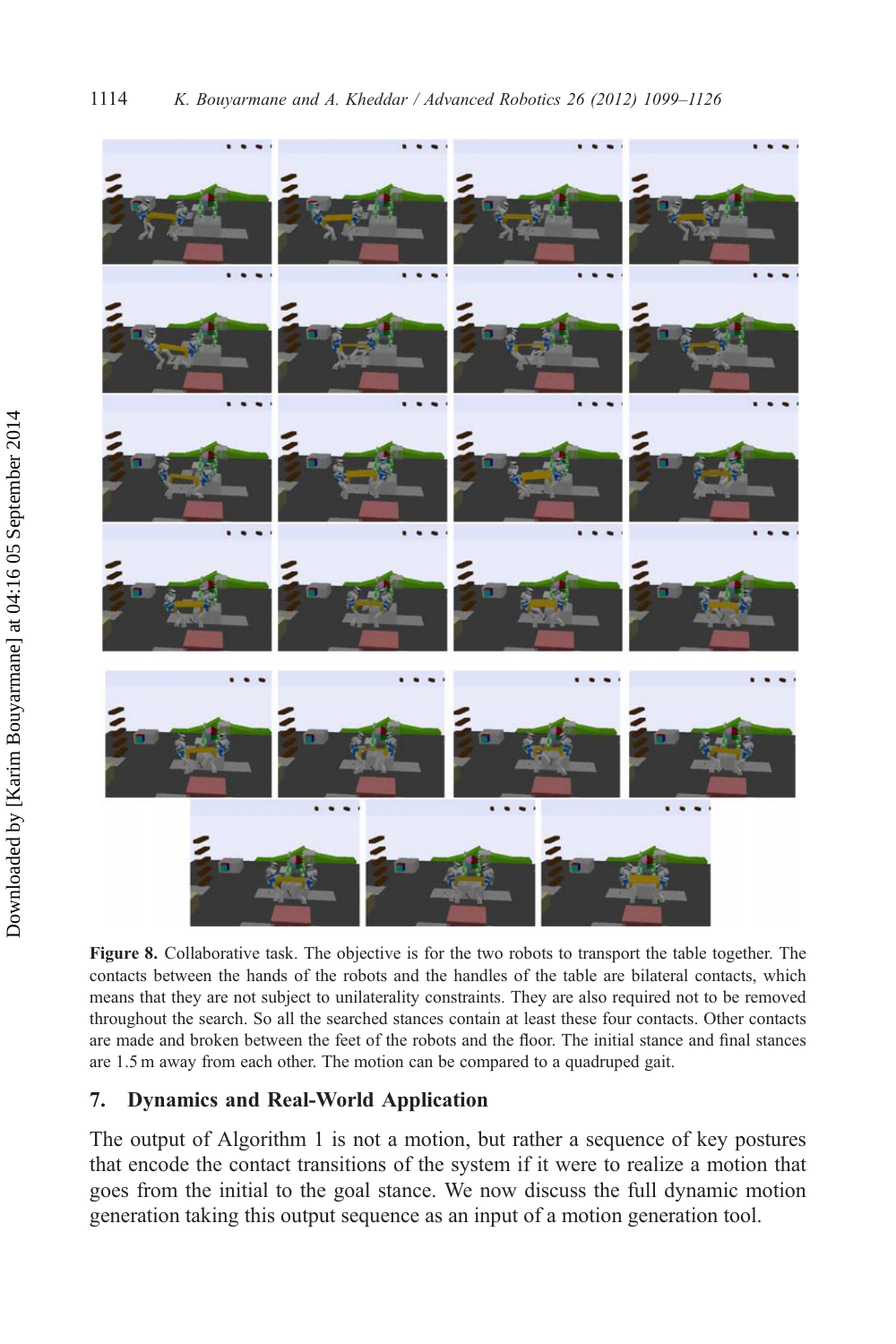**Figure 8.** Collaborative task. The objective is for the two robots to transport the table together. The contacts between the hands of the robots and the handles of the table are bilateral contacts, which means that they are not subject to unilaterality constraints. They are also required not to be removed throughout the search. So all the searched stances contain at least these four contacts. Other contacts are made and broken between the feet of the robots and the floor. The initial stance and final stances are 1.5 m away from each other. The motion can be compared to a quadruped gait.

## 7. Dynamics and Real-World Application

The output of Algorithm 1 is not a motion, but rather a sequence of key postures that encode the contact transitions of the system if it were to realize a motion that goes from the initial to the goal stance. We now discuss the full dynamic motion generation taking this output sequence as an input of a motion generation tool.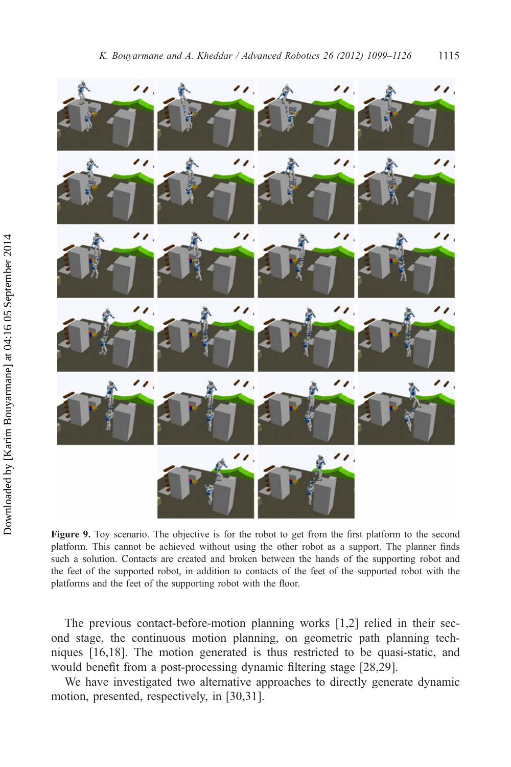**Figure 9.** Toy scenario. The objective is for the robot to get from the first platform to the second platform. This cannot be achieved without using the other robot as a support. The planner finds such a solution. Contacts are created and broken between the hands of the supporting robot and the feet of the supported robot, in addition to contacts of the feet of the supported robot with the platforms and the feet of the supporting robot with the floor.

The previous contact-before-motion planning works [1,2] relied in their second stage, the continuous motion planning, on geometric path planning techniques [16,18]. The motion generated is thus restricted to be quasi-static, and would benefit from a post-processing dynamic filtering stage [28,29].

We have investigated two alternative approaches to directly generate dynamic motion, presented, respectively, in [30,31].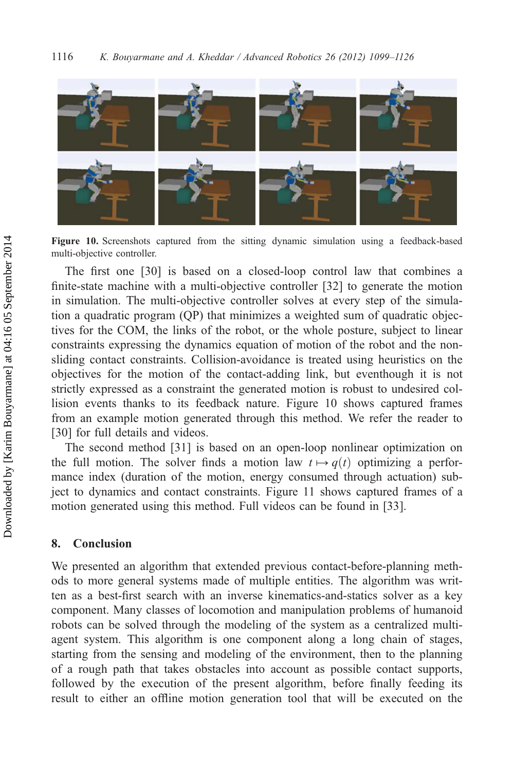**Figure 10.** Screenshots captured from the sitting dynamic simulation using a feedback-based multi-objective controller.

The first one [30] is based on a closed-loop control law that combines a finite-state machine with a multi-objective controller [32] to generate the motion in simulation. The multi-objective controller solves at every step of the simulation a quadratic program (QP) that minimizes a weighted sum of quadratic objectives for the COM, the links of the robot, or the whole posture, subject to linear constraints expressing the dynamics equation of motion of the robot and the non-sliding contact constraints. Collision-avoidance is treated using heuristics on the objectives for the motion of the contact-adding link, but eventhough it is not strictly expressed as a constraint the generated motion is robust to undesired collision events thanks to its feedback nature. Figure 10 shows captured frames from an example motion generated through this method. We refer the reader to [30] for full details and videos.

The second method [31] is based on an open-loop nonlinear optimization on the full motion. The solver finds a motion law $t \mapsto q(t)$ optimizing a performance index (duration of the motion, energy consumed through actuation) subject to dynamics and contact constraints. Figure 11 shows captured frames of a motion generated using this method. Full videos can be found in [33].

## 8. Conclusion

We presented an algorithm that extended previous contact-before-planning methods to more general systems made of multiple entities. The algorithm was written as a best-first search with an inverse kinematics-and-statics solver as a key component. Many classes of locomotion and manipulation problems of humanoid robots can be solved through the modeling of the system as a centralized multi-agent system. This algorithm is one component along a long chain of stages, starting from the sensing and modeling of the environment, then to the planning of a rough path that takes obstacles into account as possible contact supports, followed by the execution of the present algorithm, before finally feeding its result to either an offline motion generation tool that will be executed on the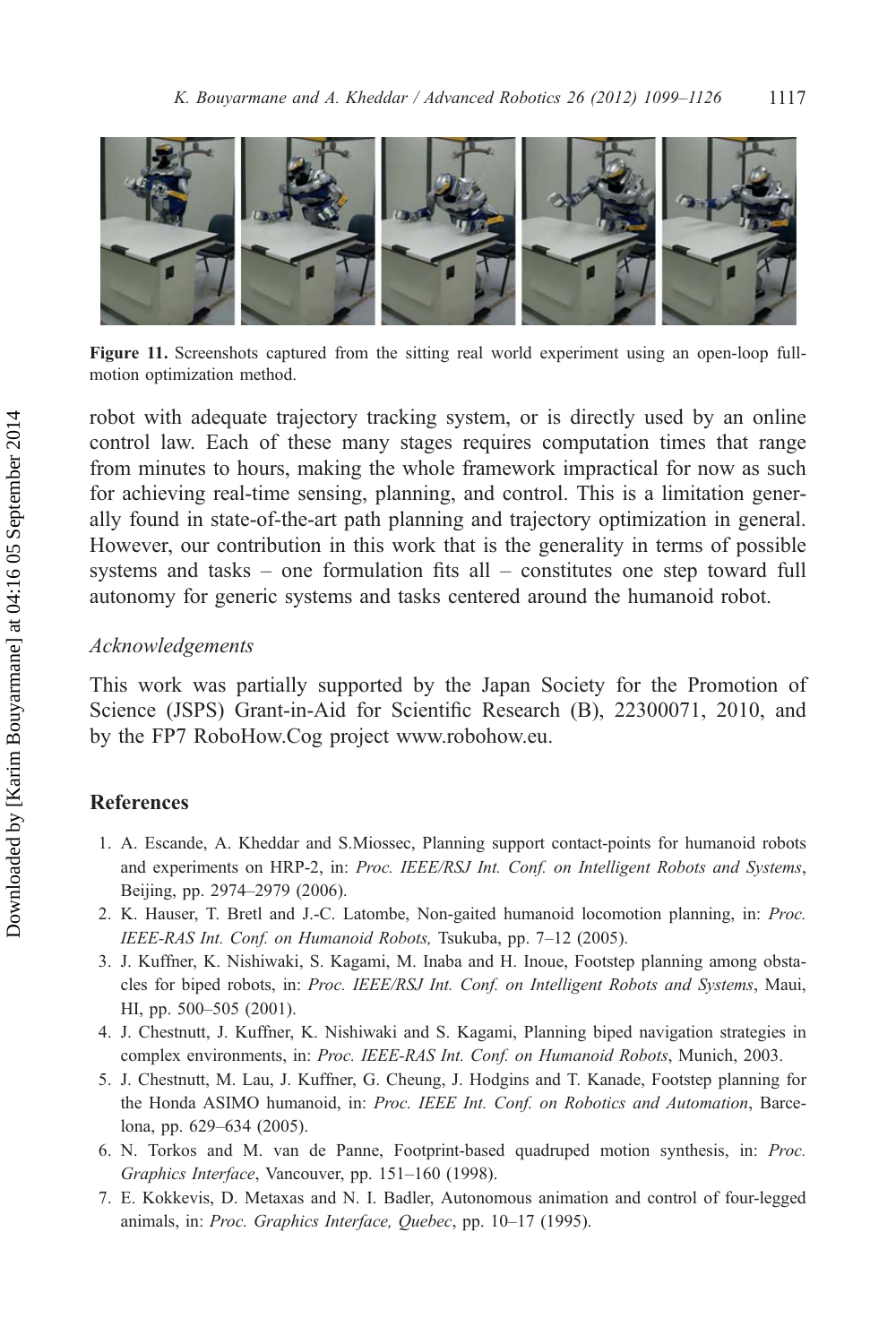**Figure 11.** Screenshots captured from the sitting real world experiment using an open-loop full-motion optimization method.

robot with adequate trajectory tracking system, or is directly used by an online control law. Each of these many stages requires computation times that range from minutes to hours, making the whole framework impractical for now as such for achieving real-time sensing, planning, and control. This is a limitation generally found in state-of-the-art path planning and trajectory optimization in general. However, our contribution in this work that is the generality in terms of possible systems and tasks – one formulation fits all – constitutes one step toward full autonomy for generic systems and tasks centered around the humanoid robot.

### *Acknowledgements*

This work was partially supported by the Japan Society for the Promotion of Science (JSPS) Grant-in-Aid for Scientific Research (B), 22300071, 2010, and by the FP7 RoboHow.Cog project www.robohow.eu.

## References

1. A. Escande, A. Kheddar and S.Miossec, Planning support contact-points for humanoid robots and experiments on HRP-2, in: *Proc. IEEE/RSJ Int. Conf. on Intelligent Robots and Systems*, Beijing, pp. 2974–2979 (2006).
2. K. Hauser, T. Bretl and J.-C. Latombe, Non-gaited humanoid locomotion planning, in: *Proc. IEEE-RAS Int. Conf. on Humanoid Robots,* Tsukuba, pp. 7–12 (2005).
3. J. Kuffner, K. Nishiwaki, S. Kagami, M. Inaba and H. Inoue, Footstep planning among obstacles for biped robots, in: *Proc. IEEE/RSJ Int. Conf. on Intelligent Robots and Systems*, Maui, HI, pp. 500–505 (2001).
4. J. Chestnutt, J. Kuffner, K. Nishiwaki and S. Kagami, Planning biped navigation strategies in complex environments, in: *Proc. IEEE-RAS Int. Conf. on Humanoid Robots*, Munich, 2003.
5. J. Chestnutt, M. Lau, J. Kuffner, G. Cheung, J. Hodgins and T. Kanade, Footstep planning for the Honda ASIMO humanoid, in: *Proc. IEEE Int. Conf. on Robotics and Automation*, Barcelona, pp. 629–634 (2005).
6. N. Torkos and M. van de Panne, Footprint-based quadruped motion synthesis, in: *Proc. Graphics Interface*, Vancouver, pp. 151–160 (1998).
7. E. Kokkevis, D. Metaxas and N. I. Badler, Autonomous animation and control of four-legged animals, in: *Proc. Graphics Interface, Quebec*, pp. 10–17 (1995).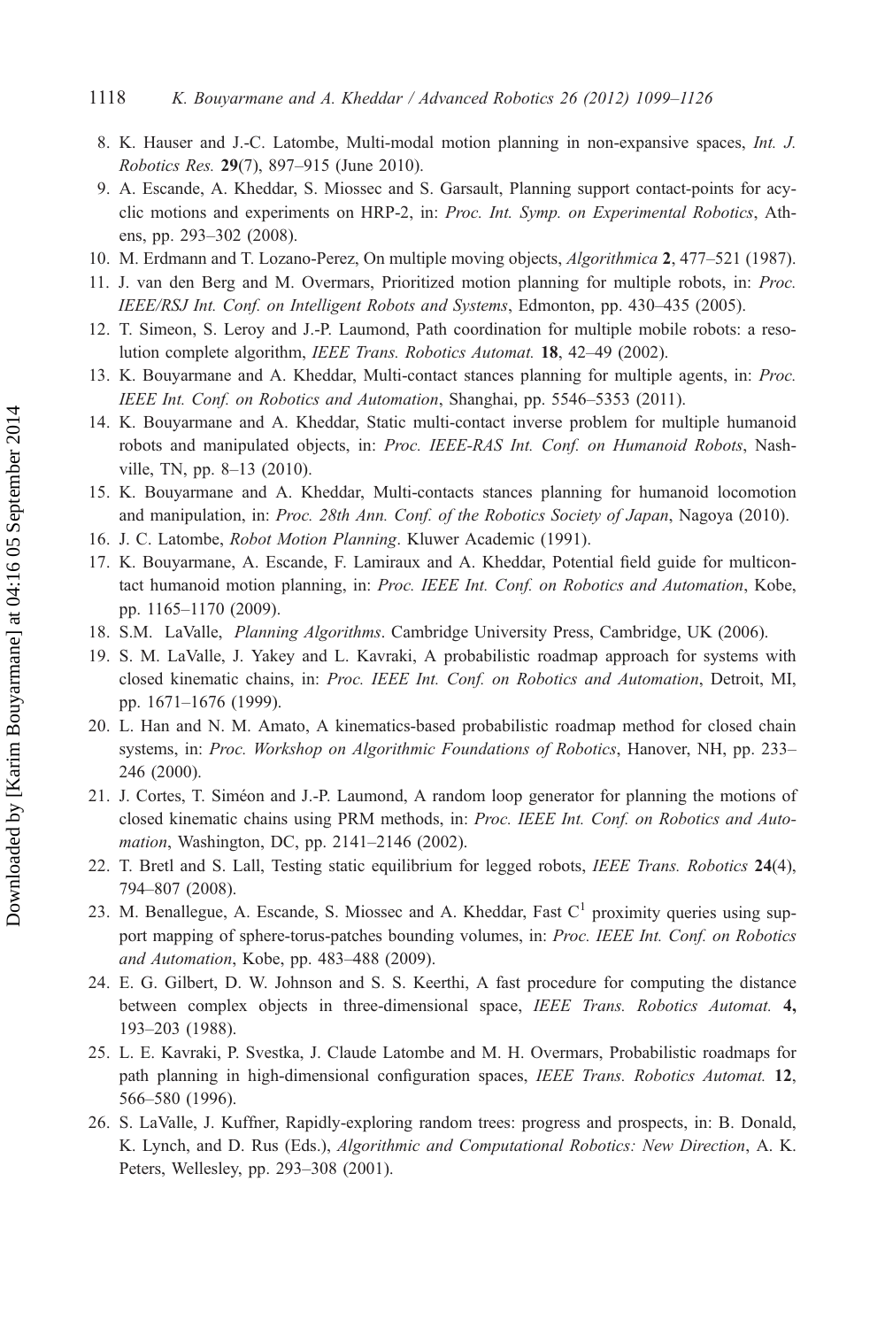8. K. Hauser and J.-C. Latombe, Multi-modal motion planning in non-expansive spaces, *Int. J. Robotics Res.* **29**(7), 897–915 (June 2010).
9. A. Escande, A. Kheddar, S. Miossec and S. Garsault, Planning support contact-points for acyclic motions and experiments on HRP-2, in: *Proc. Int. Symp. on Experimental Robotics*, Athens, pp. 293–302 (2008).
10. M. Erdmann and T. Lozano-Perez, On multiple moving objects, *Algorithmica* **2**, 477–521 (1987).
11. J. van den Berg and M. Overmars, Prioritized motion planning for multiple robots, in: *Proc. IEEE/RSJ Int. Conf. on Intelligent Robots and Systems*, Edmonton, pp. 430–435 (2005).
12. T. Simeon, S. Leroy and J.-P. Laumond, Path coordination for multiple mobile robots: a resolution complete algorithm, *IEEE Trans. Robotics Automat.* **18**, 42–49 (2002).
13. K. Bouyarmane and A. Kheddar, Multi-contact stances planning for multiple agents, in: *Proc. IEEE Int. Conf. on Robotics and Automation*, Shanghai, pp. 5546–5353 (2011).
14. K. Bouyarmane and A. Kheddar, Static multi-contact inverse problem for multiple humanoid robots and manipulated objects, in: *Proc. IEEE-RAS Int. Conf. on Humanoid Robots*, Nashville, TN, pp. 8–13 (2010).
15. K. Bouyarmane and A. Kheddar, Multi-contacts stances planning for humanoid locomotion and manipulation, in: *Proc. 28th Ann. Conf. of the Robotics Society of Japan*, Nagoya (2010).
16. J. C. Latombe, *Robot Motion Planning*. Kluwer Academic (1991).
17. K. Bouyarmane, A. Escande, F. Lamiraux and A. Kheddar, Potential field guide for multicontact humanoid motion planning, in: *Proc. IEEE Int. Conf. on Robotics and Automation*, Kobe, pp. 1165–1170 (2009).
18. S.M. LaValle, *Planning Algorithms*. Cambridge University Press, Cambridge, UK (2006).
19. S. M. LaValle, J. Yakey and L. Kavraki, A probabilistic roadmap approach for systems with closed kinematic chains, in: *Proc. IEEE Int. Conf. on Robotics and Automation*, Detroit, MI, pp. 1671–1676 (1999).
20. L. Han and N. M. Amato, A kinematics-based probabilistic roadmap method for closed chain systems, in: *Proc. Workshop on Algorithmic Foundations of Robotics*, Hanover, NH, pp. 233–246 (2000).
21. J. Cortes, T. Siméon and J.-P. Laumond, A random loop generator for planning the motions of closed kinematic chains using PRM methods, in: *Proc. IEEE Int. Conf. on Robotics and Automation*, Washington, DC, pp. 2141–2146 (2002).
22. T. Bretl and S. Lall, Testing static equilibrium for legged robots, *IEEE Trans. Robotics* **24**(4), 794–807 (2008).
23. M. Benallegue, A. Escande, S. Miossec and A. Kheddar, Fast $C^1$ proximity queries using support mapping of sphere-torus-patches bounding volumes, in: *Proc. IEEE Int. Conf. on Robotics and Automation*, Kobe, pp. 483–488 (2009).
24. E. G. Gilbert, D. W. Johnson and S. S. Keerthi, A fast procedure for computing the distance between complex objects in three-dimensional space, *IEEE Trans. Robotics Automat.* **4,** 193–203 (1988).
25. L. E. Kavraki, P. Svestka, J. Claude Latombe and M. H. Overmars, Probabilistic roadmaps for path planning in high-dimensional configuration spaces, *IEEE Trans. Robotics Automat.* **12**, 566–580 (1996).
26. S. LaValle, J. Kuffner, Rapidly-exploring random trees: progress and prospects, in: B. Donald, K. Lynch, and D. Rus (Eds.), *Algorithmic and Computational Robotics: New Direction*, A. K. Peters, Wellesley, pp. 293–308 (2001).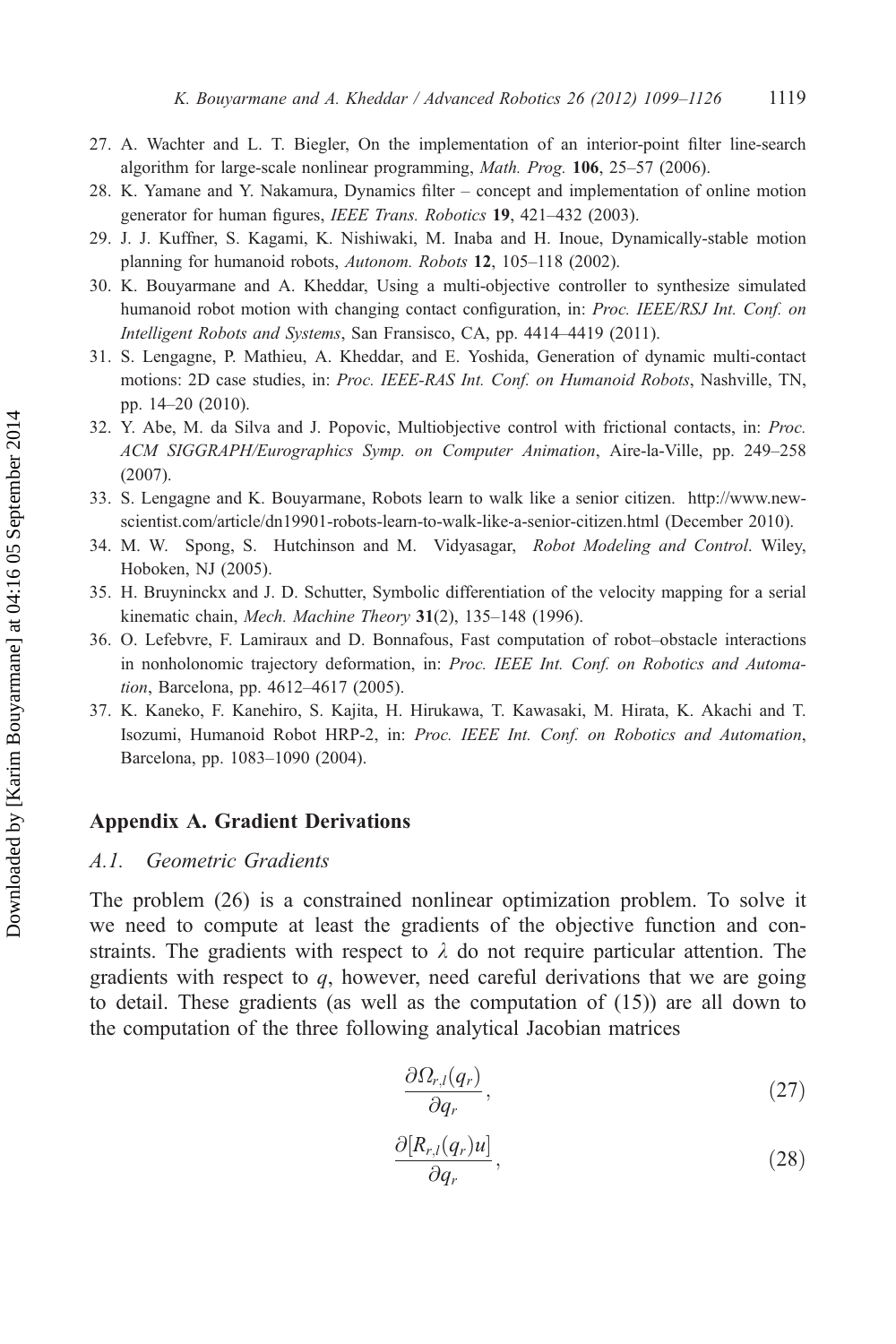27. A. Wachter and L. T. Biegler, On the implementation of an interior-point filter line-search algorithm for large-scale nonlinear programming, *Math. Prog.* **106**, 25–57 (2006).
28. K. Yamane and Y. Nakamura, Dynamics filter – concept and implementation of online motion generator for human figures, *IEEE Trans. Robotics* **19**, 421–432 (2003).
29. J. J. Kuffner, S. Kagami, K. Nishiwaki, M. Inaba and H. Inoue, Dynamically-stable motion planning for humanoid robots, *Autonom. Robots* **12**, 105–118 (2002).
30. K. Bouyarmane and A. Kheddar, Using a multi-objective controller to synthesize simulated humanoid robot motion with changing contact configuration, in: *Proc. IEEE/RSJ Int. Conf. on Intelligent Robots and Systems*, San Fransisco, CA, pp. 4414–4419 (2011).
31. S. Lengagne, P. Mathieu, A. Kheddar, and E. Yoshida, Generation of dynamic multi-contact motions: 2D case studies, in: *Proc. IEEE-RAS Int. Conf. on Humanoid Robots*, Nashville, TN, pp. 14–20 (2010).
32. Y. Abe, M. da Silva and J. Popovic, Multiobjective control with frictional contacts, in: *Proc. ACM SIGGRAPH/Eurographics Symp. on Computer Animation*, Aire-la-Ville, pp. 249–258 (2007).
33. S. Lengagne and K. Bouyarmane, Robots learn to walk like a senior citizen. http://www.new-scientist.com/article/dn19901-robots-learn-to-walk-like-a-senior-citizen.html (December 2010).
34. M. W. Spong, S. Hutchinson and M. Vidyasagar, *Robot Modeling and Control*. Wiley, Hoboken, NJ (2005).
35. H. Bruyninckx and J. D. Schutter, Symbolic differentiation of the velocity mapping for a serial kinematic chain, *Mech. Machine Theory* **31**(2), 135–148 (1996).
36. O. Lefebvre, F. Lamiraux and D. Bonnafous, Fast computation of robot–obstacle interactions in nonholonomic trajectory deformation, in: *Proc. IEEE Int. Conf. on Robotics and Automation*, Barcelona, pp. 4612–4617 (2005).
37. K. Kaneko, F. Kanehiro, S. Kajita, H. Hirukawa, T. Kawasaki, M. Hirata, K. Akachi and T. Isozumi, Humanoid Robot HRP-2, in: *Proc. IEEE Int. Conf. on Robotics and Automation*, Barcelona, pp. 1083–1090 (2004).

## Appendix A. Gradient Derivations

### *A.1. Geometric Gradients*

The problem (26) is a constrained nonlinear optimization problem. To solve it we need to compute at least the gradients of the objective function and constraints. The gradients with respect to $\lambda$ do not require particular attention. The gradients with respect to $q$, however, need careful derivations that we are going to detail. These gradients (as well as the computation of (15)) are all down to the computation of the three following analytical Jacobian matrices

$$\frac{\partial \Omega_{r,l}(q_r)}{\partial q_r}, \tag{27}$$

$$\frac{\partial [R_{r,l}(q_r)u]}{\partial q_r}, \tag{28}$$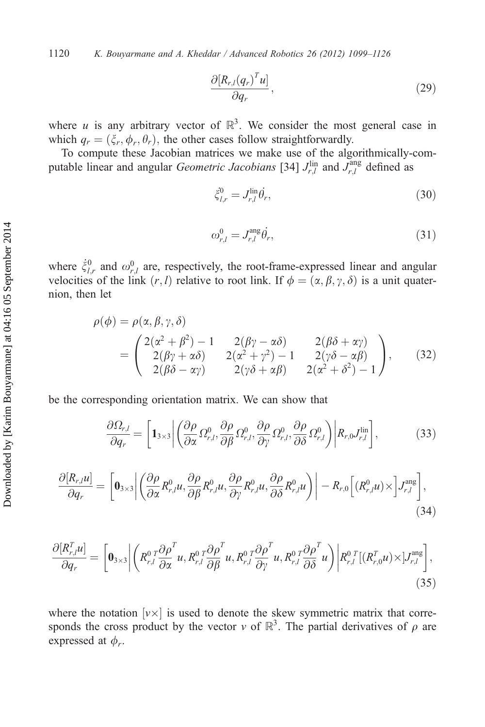$$\frac{\partial [R_{r,l}(q_r)^T u]}{\partial q_r}, \tag{29}$$

where $u$ is any arbitrary vector of $\mathbb{R}^3$. We consider the most general case in which $q_r = (\xi_r, \phi_r, \theta_r)$, the other cases follow straightforwardly.

To compute these Jacobian matrices we make use of the algorithmically-computable linear and angular *Geometric Jacobians* [34] $J^{\text{lin}}_{r,l}$ and $J^{\text{ang}}_{r,l}$ defined as

$$\dot{\xi}^0_{l,r} = J^{\text{lin}}_{r,l} \dot{\theta}_r, \tag{30}$$

$$\omega^0_{r,l} = J^{\text{ang}}_{r,l} \dot{\theta}_r, \tag{31}$$

where $\dot{\xi}^0_{l,r}$ and $\omega^0_{r,l}$ are, respectively, the root-frame-expressed linear and angular velocities of the link $(r,l)$ relative to root link. If $\phi = (\alpha, \beta, \gamma, \delta)$ is a unit quaternion, then let

$$\begin{aligned}\rho(\phi) &= \rho(\alpha, \beta, \gamma, \delta) \\ &= \begin{pmatrix} 2(\alpha^2+\beta^2)-1 & 2(\beta\gamma - \alpha\delta) & 2(\beta\delta+\alpha\gamma) \\ 2(\beta\gamma+\alpha\delta) & 2(\alpha^2+\gamma^2)-1 & 2(\gamma\delta - \alpha\beta) \\ 2(\beta\delta - \alpha\gamma) & 2(\gamma\delta+\alpha\beta) & 2(\alpha^2+\delta^2)-1 \end{pmatrix},\end{aligned} \tag{32}$$

be the corresponding orientation matrix. We can show that

$$\frac{\partial \Omega_{r,l}}{\partial q_r} = \left[ \mathbf{1}_{3\times3} \middle| \left( \frac{\partial \rho}{\partial \alpha}\Omega^0_{r,l}, \frac{\partial \rho}{\partial \beta}\Omega^0_{r,l}, \frac{\partial \rho}{\partial \gamma}\Omega^0_{r,l}, \frac{\partial \rho}{\partial \delta}\Omega^0_{r,l} \right) \middle| R_{r,0} J^{\text{lin}}_{r,l} \right], \tag{33}$$

$$\frac{\partial [R_{r,l} u]}{\partial q_r} = \left[ \mathbf{0}_{3\times3} \middle| \left( \frac{\partial \rho}{\partial \alpha}R^0_{r,l}u, \frac{\partial \rho}{\partial \beta}R^0_{r,l}u, \frac{\partial \rho}{\partial \gamma}R^0_{r,l}u, \frac{\partial \rho}{\partial \delta}R^0_{r,l}u \right) \middle| - R_{r,0} \left[ (R^0_{r,l}u)\times \right] J^{\text{ang}}_{r,l} \right], \tag{34}$$

$$\frac{\partial [R^T_{r,l} u]}{\partial q_r} = \left[ \mathbf{0}_{3\times3} \middle| \left( R^{0\,T}_{r,l}\frac{\partial \rho}{\partial \alpha}^T u, R^{0\,T}_{r,l}\frac{\partial \rho}{\partial \beta}^T u, R^{0\,T}_{r,l}\frac{\partial \rho}{\partial \gamma}^T u, R^{0\,T}_{r,l}\frac{\partial \rho}{\partial \delta}^T u \right) \middle| R^{0\,T}_{r,l} [(R^T_{r,0}u)\times] J^{\text{ang}}_{r,l} \right], \tag{35}$$

where the notation $[v\times]$ is used to denote the skew symmetric matrix that corresponds the cross product by the vector $v$ of $\mathbb{R}^3$. The partial derivatives of $\rho$ are expressed at $\phi_r$.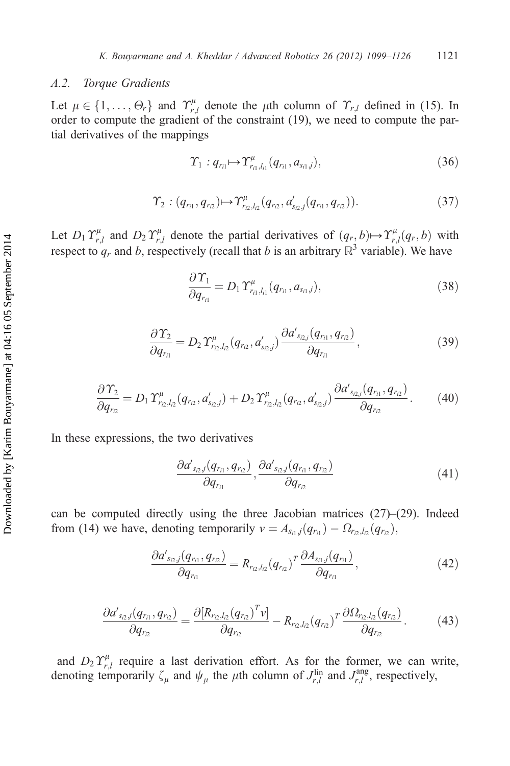### A.2. Torque Gradients

Let $\mu \in \{1, \ldots, \Theta_r\}$ and $\Upsilon^{\mu}_{r,l}$ denote the $\mu$th column of $\Upsilon_{r,l}$ defined in (15). In order to compute the gradient of the constraint (19), we need to compute the partial derivatives of the mappings

$$\Upsilon_1 : q_{r_{i1}} \mapsto \Upsilon^{\mu}_{r_{i1}, l_{i1}}(q_{r_{i1}}, a_{s_{i1}, j}), \tag{36}$$

$$\Upsilon_2 : (q_{r_{i1}}, q_{r_{i2}}) \mapsto \Upsilon^{\mu}_{r_{i2}, l_{i2}}(q_{r_{i2}}, a'_{s_{i2}, j}(q_{r_{i1}}, q_{r_{i2}})). \tag{37}$$

Let $D_1 \Upsilon^{\mu}_{r,l}$ and $D_2 \Upsilon^{\mu}_{r,l}$ denote the partial derivatives of $(q_r, b) \mapsto \Upsilon^{\mu}_{r,l}(q_r, b)$ with respect to $q_r$ and $b$, respectively (recall that $b$ is an arbitrary $\mathbb{R}^3$ variable). We have

$$\frac{\partial \Upsilon_1}{\partial q_{r_{i1}}} = D_1 \Upsilon^{\mu}_{r_{i1}, l_{i1}}(q_{r_{i1}}, a_{s_{i1}, j}), \tag{38}$$

$$\frac{\partial \Upsilon_2}{\partial q_{r_{i1}}} = D_2 \Upsilon^{\mu}_{r_{i2}, l_{i2}}(q_{r_{i2}}, a'_{s_{i2}, j}) \frac{\partial {a'}_{s_{i2}, j}(q_{r_{i1}}, q_{r_{i2}})}{\partial q_{r_{i1}}}, \tag{39}$$

$$\frac{\partial \Upsilon_2}{\partial q_{r_{i2}}} = D_1 \Upsilon^{\mu}_{r_{i2}, l_{i2}}(q_{r_{i2}}, a'_{s_{i2}, j}) + D_2 \Upsilon^{\mu}_{r_{i2}, l_{i2}}(q_{r_{i2}}, a'_{s_{i2}, j}) \frac{\partial {a'}_{s_{i2}, j}(q_{r_{i1}}, q_{r_{i2}})}{\partial q_{r_{i2}}}. \tag{40}$$

In these expressions, the two derivatives

$$\frac{\partial {a'}_{s_{i2}, j}(q_{r_{i1}}, q_{r_{i2}})}{\partial q_{r_{i1}}}, \frac{\partial {a'}_{s_{i2}, j}(q_{r_{i1}}, q_{r_{i2}})}{\partial q_{r_{i2}}} \tag{41}$$

can be computed directly using the three Jacobian matrices (27)–(29). Indeed from (14) we have, denoting temporarily $v = A_{s_{i1}, j}(q_{r_{i1}}) - \Omega_{r_{i2}, l_{i2}}(q_{r_{i2}})$,

$$\frac{\partial {a'}_{s_{i2}, j}(q_{r_{i1}}, q_{r_{i2}})}{\partial q_{r_{i1}}} = R_{r_{i2}, l_{i2}}(q_{r_{i2}})^T \frac{\partial A_{s_{i1}, j}(q_{r_{i1}})}{\partial q_{r_{i1}}}, \tag{42}$$

$$\frac{\partial {a'}_{s_{i2}, j}(q_{r_{i1}}, q_{r_{i2}})}{\partial q_{r_{i2}}} = \frac{\partial [R_{r_{i2}, l_{i2}}(q_{r_{i2}})^T v]}{\partial q_{r_{i2}}} - R_{r_{i2}, l_{i2}}(q_{r_{i2}})^T \frac{\partial \Omega_{r_{i2}, l_{i2}}(q_{r_{i2}})}{\partial q_{r_{i2}}}. \tag{43}$$

and $D_2 \Upsilon^{\mu}_{r,l}$ require a last derivation effort. As for the former, we can write, denoting temporarily $\zeta_{\mu}$ and $\psi_{\mu}$ the $\mu$th column of $J^{\text{lin}}_{r,l}$ and $J^{\text{ang}}_{r,l}$, respectively,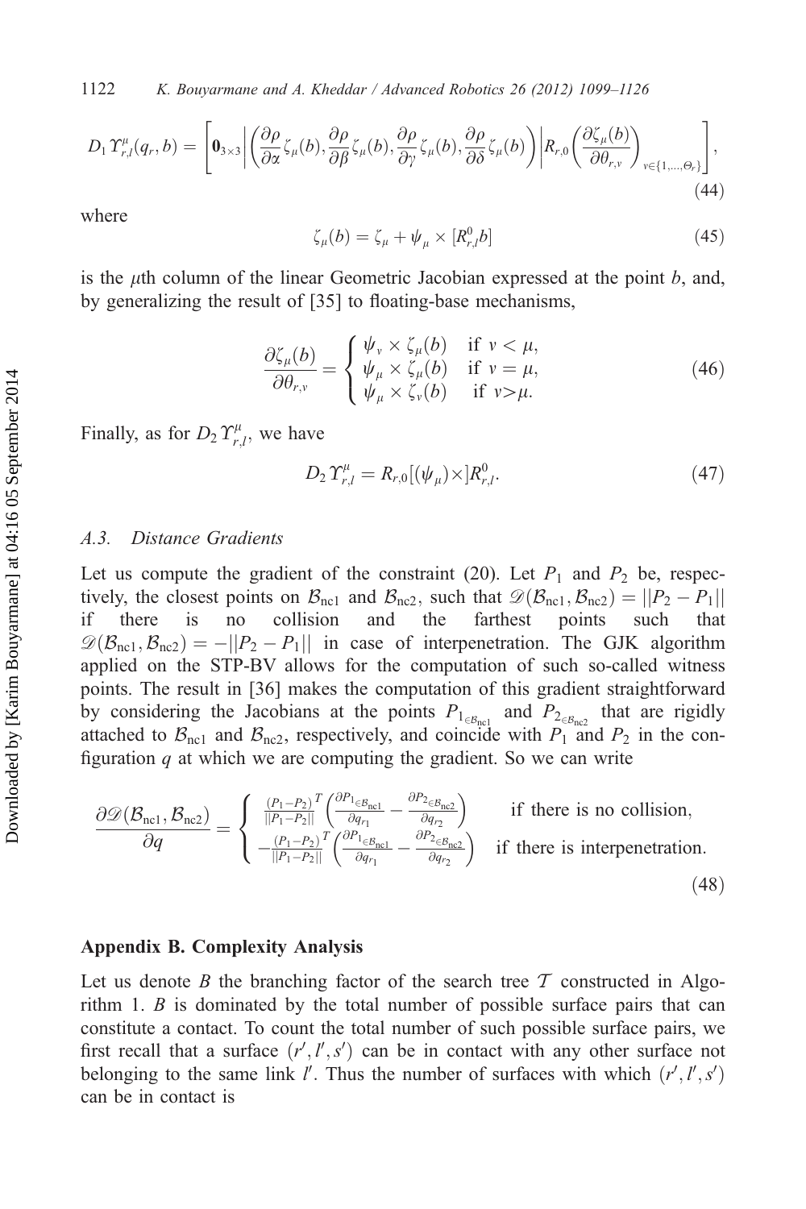$$D_1 \Upsilon^{\mu}_{r,l}(q_r, b) = \left[ \mathbf{0}_{3\times 3} \middle| \left( \frac{\partial \rho}{\partial \alpha}\zeta_{\mu}(b), \frac{\partial \rho}{\partial \beta}\zeta_{\mu}(b), \frac{\partial \rho}{\partial \gamma}\zeta_{\mu}(b), \frac{\partial \rho}{\partial \delta}\zeta_{\mu}(b) \right) \middle| R_{r,0} \left( \frac{\partial \zeta_{\mu}(b)}{\partial \theta_{r,v}} \right)_{v \in \{1,\ldots,\Theta_r\}} \right], \tag{44}$$

where

$$\zeta_{\mu}(b) = \zeta_{\mu} + \psi_{\mu} \times [R^0_{r,l} b] \tag{45}$$

is the $\mu$th column of the linear Geometric Jacobian expressed at the point $b$, and, by generalizing the result of [35] to floating-base mechanisms,

$$\frac{\partial \zeta_{\mu}(b)}{\partial \theta_{r,v}} = \begin{cases} \psi_v \times \zeta_{\mu}(b) & \text{if } v < \mu, \\ \psi_{\mu} \times \zeta_{\mu}(b) & \text{if } v = \mu, \\ \psi_{\mu} \times \zeta_v(b) & \text{if } v > \mu. \end{cases} \tag{46}$$

Finally, as for $D_2 \Upsilon^{\mu}_{r,l}$, we have

$$D_2 \Upsilon^{\mu}_{r,l} = R_{r,0}[(\psi_{\mu})\times] R^0_{r,l}. \tag{47}$$

### A.3. Distance Gradients

Let us compute the gradient of the constraint (20). Let $P_1$ and $P_2$ be, respectively, the closest points on $\mathcal{B}_{\text{nc1}}$ and $\mathcal{B}_{\text{nc2}}$, such that $\mathscr{D}(\mathcal{B}_{\text{nc1}}, \mathcal{B}_{\text{nc2}}) = ||P_2 - P_1||$ if there is no collision and the farthest points such that $\mathscr{D}(\mathcal{B}_{\text{nc1}}, \mathcal{B}_{\text{nc2}}) = -||P_2 - P_1||$ in case of interpenetration. The GJK algorithm applied on the STP-BV allows for the computation of such so-called witness points. The result in [36] makes the computation of this gradient straightforward by considering the Jacobians at the points $P_{1_{\in \mathcal{B}_{\text{nc1}}}}$ and $P_{2_{\in \mathcal{B}_{\text{nc2}}}}$ that are rigidly attached to $\mathcal{B}_{\text{nc1}}$ and $\mathcal{B}_{\text{nc2}}$, respectively, and coincide with $P_1$ and $P_2$ in the configuration $q$ at which we are computing the gradient. So we can write

$$\frac{\partial \mathscr{D}(\mathcal{B}_{\text{nc1}}, \mathcal{B}_{\text{nc2}})}{\partial q} = \begin{cases} \frac{(P_1 - P_2)^T}{||P_1 - P_2||} \left( \frac{\partial P_{1_{\in \mathcal{B}_{\text{nc1}}}}}{\partial q_{r_1}} - \frac{\partial P_{2_{\in \mathcal{B}_{\text{nc2}}}}}{\partial q_{r_2}} \right) & \text{if there is no collision,} \\ -\frac{(P_1 - P_2)^T}{||P_1 - P_2||} \left( \frac{\partial P_{1_{\in \mathcal{B}_{\text{nc1}}}}}{\partial q_{r_1}} - \frac{\partial P_{2_{\in \mathcal{B}_{\text{nc2}}}}}{\partial q_{r_2}} \right) & \text{if there is interpenetration.} \end{cases} \tag{48}$$

## Appendix B. Complexity Analysis

Let us denote $B$ the branching factor of the search tree $\mathcal{T}$ constructed in Algorithm 1. $B$ is dominated by the total number of possible surface pairs that can constitute a contact. To count the total number of such possible surface pairs, we first recall that a surface $(r', l', s')$ can be in contact with any other surface not belonging to the same link $l'$. Thus the number of surfaces with which $(r', l', s')$ can be in contact is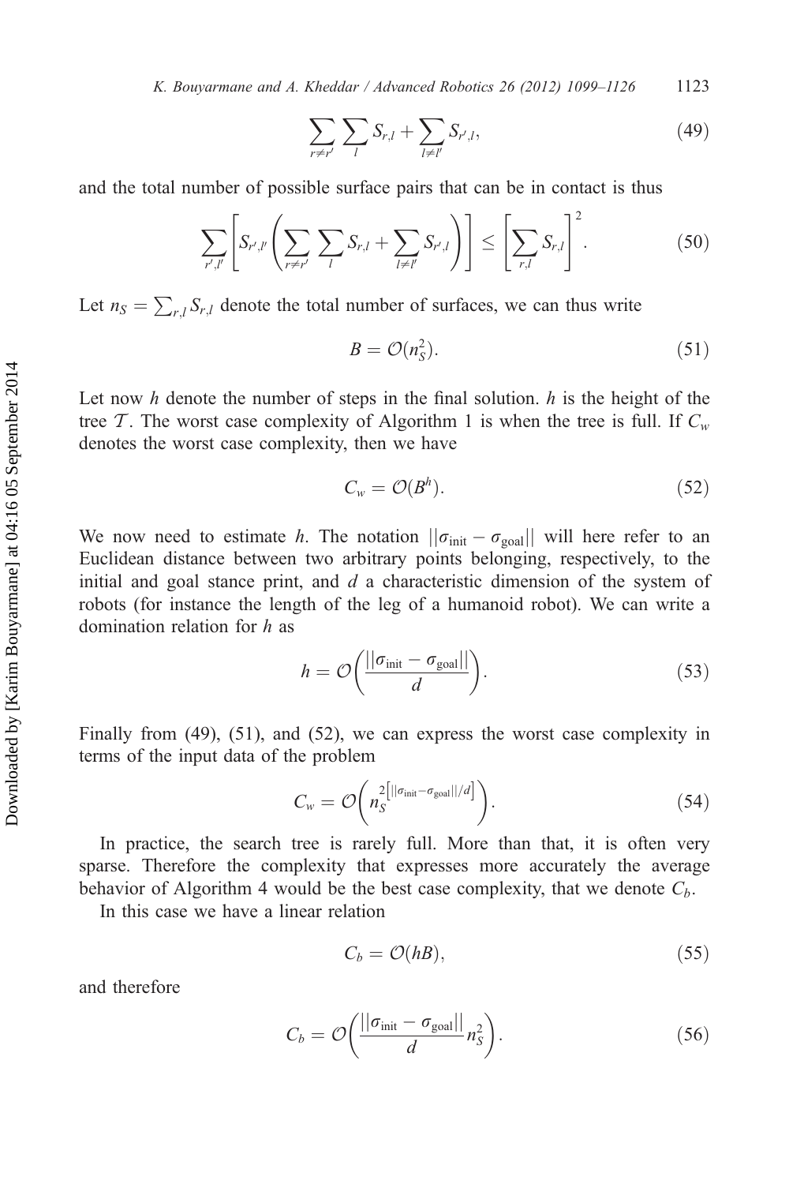$$\sum_{r \neq r'} \sum_{l} S_{r,l} + \sum_{l \neq l'} S_{r',l}, \tag{49}$$

and the total number of possible surface pairs that can be in contact is thus

$$\sum_{r',l'} \left[ S_{r',l'} \left( \sum_{r \neq r'} \sum_{l} S_{r,l} + \sum_{l \neq l'} S_{r',l} \right) \right] \leq \left[ \sum_{r,l} S_{r,l} \right]^2. \tag{50}$$

Let $n_S = \sum_{r,l} S_{r,l}$ denote the total number of surfaces, we can thus write

$$B = \mathcal{O}(n_S^2). \tag{51}$$

Let now $h$ denote the number of steps in the final solution. $h$ is the height of the tree $\mathcal{T}$. The worst case complexity of Algorithm 1 is when the tree is full. If $C_w$ denotes the worst case complexity, then we have

$$C_w = \mathcal{O}(B^h). \tag{52}$$

We now need to estimate $h$. The notation $||\sigma_{\text{init}} - \sigma_{\text{goal}}||$ will here refer to an Euclidean distance between two arbitrary points belonging, respectively, to the initial and goal stance print, and $d$ a characteristic dimension of the system of robots (for instance the length of the leg of a humanoid robot). We can write a domination relation for $h$ as

$$h = \mathcal{O}\left( \frac{||\sigma_{\text{init}} - \sigma_{\text{goal}}||}{d} \right). \tag{53}$$

Finally from (49), (51), and (52), we can express the worst case complexity in terms of the input data of the problem

$$C_w = \mathcal{O}\left( n_S^{2\left[||\sigma_{\text{init}} - \sigma_{\text{goal}}||/d\right]} \right). \tag{54}$$

In practice, the search tree is rarely full. More than that, it is often very sparse. Therefore the complexity that expresses more accurately the average behavior of Algorithm 4 would be the best case complexity, that we denote $C_b$.

In this case we have a linear relation

$$C_b = \mathcal{O}(hB), \tag{55}$$

and therefore

$$C_b = \mathcal{O}\left( \frac{||\sigma_{\text{init}} - \sigma_{\text{goal}}||}{d} n_S^2 \right). \tag{56}$$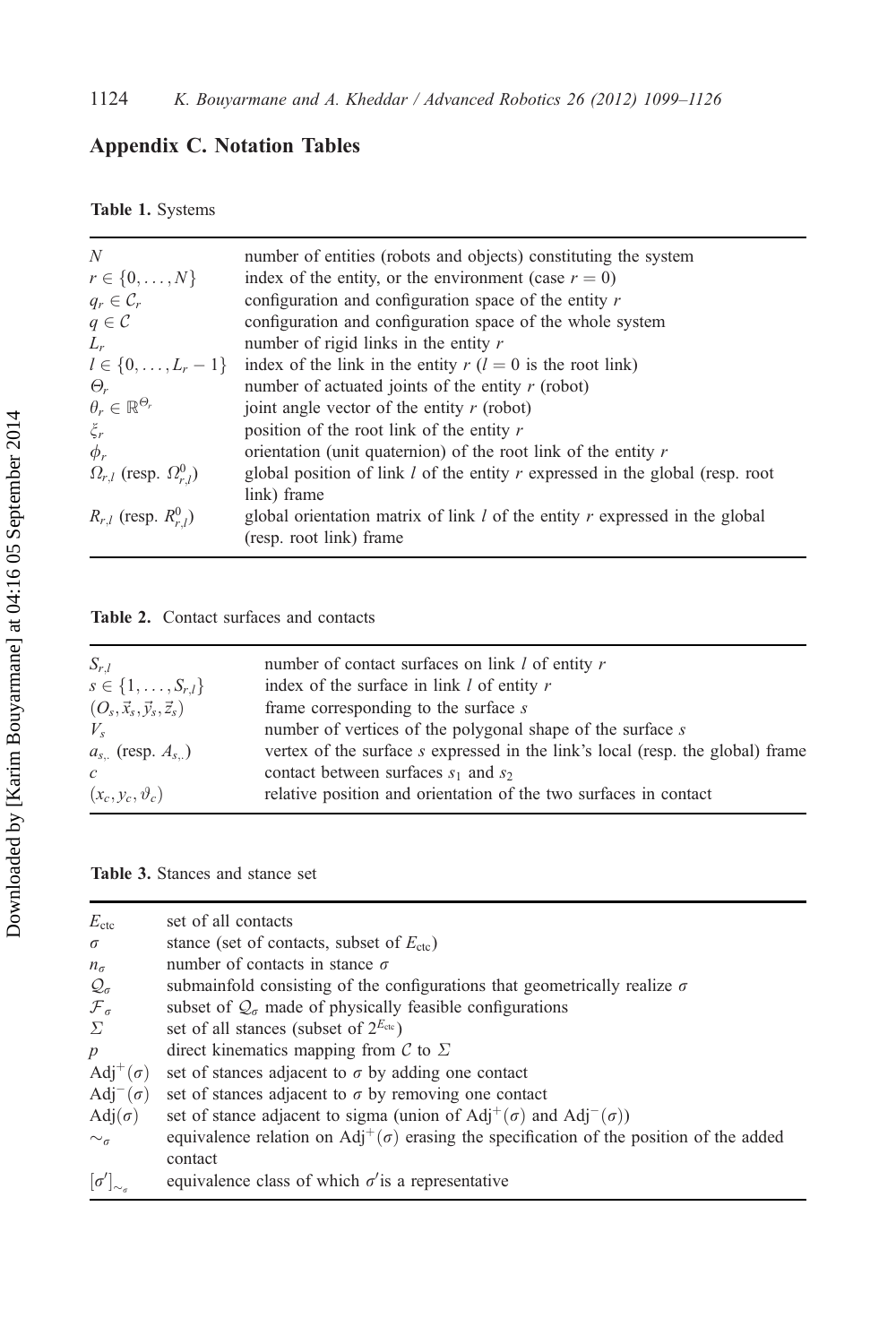## Appendix C. Notation Tables

**Table 1.** Systems

| | |
|---|---|
| $N$ | number of entities (robots and objects) constituting the system |
| $r \in \{0, \ldots, N\}$ | index of the entity, or the environment (case $r = 0$) |
| $q_r \in \mathcal{C}_r$ | configuration and configuration space of the entity $r$ |
| $q \in \mathcal{C}$ | configuration and configuration space of the whole system |
| $L_r$ | number of rigid links in the entity $r$ |
| $l \in \{0, \ldots, L_r - 1\}$ | index of the link in the entity $r$ ($l = 0$ is the root link) |
| $\Theta_r$ | number of actuated joints of the entity $r$ (robot) |
| $\theta_r \in \mathbb{R}^{\Theta_r}$ | joint angle vector of the entity $r$ (robot) |
| $\xi_r$ | position of the root link of the entity $r$ |
| $\phi_r$ | orientation (unit quaternion) of the root link of the entity $r$ |
| $\Omega_{r,l}$ (resp. $\Omega^0_{r,l}$) | global position of link $l$ of the entity $r$ expressed in the global (resp. root link) frame |
| $R_{r,l}$ (resp. $R^0_{r,l}$) | global orientation matrix of link $l$ of the entity $r$ expressed in the global (resp. root link) frame |

**Table 2.** Contact surfaces and contacts

| | |
|---|---|
| $S_{r,l}$ | number of contact surfaces on link $l$ of entity $r$ |
| $s \in \{1, \ldots, S_{r,l}\}$ | index of the surface in link $l$ of entity $r$ |
| $(O_s, \vec{x}_s, \vec{y}_s, \vec{z}_s)$ | frame corresponding to the surface $s$ |
| $V_s$ | number of vertices of the polygonal shape of the surface $s$ |
| $a_{s,.}$ (resp. $A_{s,.}$) | vertex of the surface $s$ expressed in the link's local (resp. the global) frame |
| $c$ | contact between surfaces $s_1$ and $s_2$ |
| $(x_c, y_c, \vartheta_c)$ | relative position and orientation of the two surfaces in contact |

**Table 3.** Stances and stance set

| | |
|---|---|
| $E_{\text{ctc}}$ | set of all contacts |
| $\sigma$ | stance (set of contacts, subset of $E_{\text{ctc}}$) |
| $n_\sigma$ | number of contacts in stance $\sigma$ |
| $\mathcal{Q}_\sigma$ | submainfold consisting of the configurations that geometrically realize $\sigma$ |
| $\mathcal{F}_\sigma$ | subset of $\mathcal{Q}_\sigma$ made of physically feasible configurations |
| $\Sigma$ | set of all stances (subset of $2^{E_{\text{ctc}}}$) |
| $p$ | direct kinematics mapping from $\mathcal{C}$ to $\Sigma$ |
| $\text{Adj}^+(\sigma)$ | set of stances adjacent to $\sigma$ by adding one contact |
| $\text{Adj}^-(\sigma)$ | set of stances adjacent to $\sigma$ by removing one contact |
| $\text{Adj}(\sigma)$ | set of stance adjacent to sigma (union of $\text{Adj}^+(\sigma)$ and $\text{Adj}^-(\sigma)$) |
| $\sim_\sigma$ | equivalence relation on $\text{Adj}^+(\sigma)$ erasing the specification of the position of the added contact |
| $[\sigma']_{\sim_\sigma}$ | equivalence class of which $\sigma'$is a representative |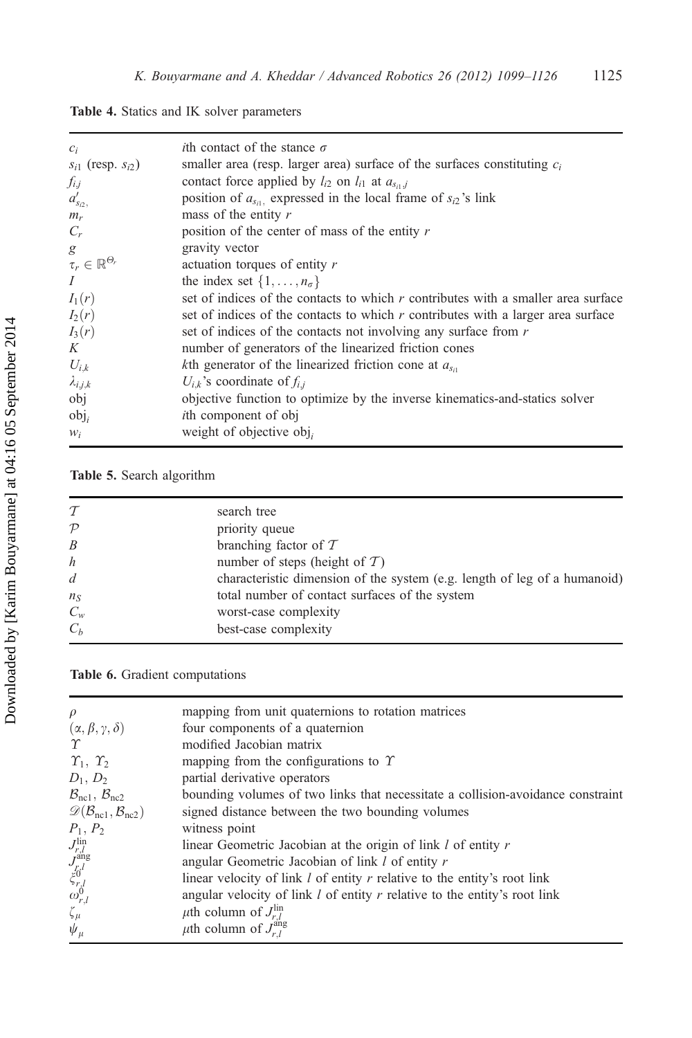**Table 4.** Statics and IK solver parameters

| | |
|---|---|
| $c_i$ | $i$th contact of the stance $\sigma$ |
| $s_{i1}$ (resp. $s_{i2}$) | smaller area (resp. larger area) surface of the surfaces constituting $c_i$ |
| $f_{i,j}$ | contact force applied by $l_{i2}$ on $l_{i1}$ at $a_{s_{i1},j}$ |
| $a'_{s_{i2},}$ | position of $a_{s_{i1},}$ expressed in the local frame of $s_{i2}$'s link |
| $m_r$ | mass of the entity $r$ |
| $C_r$ | position of the center of mass of the entity $r$ |
| $g$ | gravity vector |
| $\tau_r \in \mathbb{R}^{\Theta_r}$ | actuation torques of entity $r$ |
| $I$ | the index set $\{1, \ldots, n_\sigma\}$ |
| $I_1(r)$ | set of indices of the contacts to which $r$ contributes with a smaller area surface |
| $I_2(r)$ | set of indices of the contacts to which $r$ contributes with a larger area surface |
| $I_3(r)$ | set of indices of the contacts not involving any surface from $r$ |
| $K$ | number of generators of the linearized friction cones |
| $U_{i,k}$ | $k$th generator of the linearized friction cone at $a_{s_{i1}}$ |
| $\lambda_{i,j,k}$ | $U_{i,k}$'s coordinate of $f_{i,j}$ |
| obj | objective function to optimize by the inverse kinematics-and-statics solver |
| $\text{obj}_i$ | $i$th component of obj |
| $w_i$ | weight of objective $\text{obj}_i$ |

**Table 5.** Search algorithm

| | |
|---|---|
| $\mathcal{T}$ | search tree |
| $\mathcal{P}$ | priority queue |
| $B$ | branching factor of $\mathcal{T}$ |
| $h$ | number of steps (height of $\mathcal{T}$) |
| $d$ | characteristic dimension of the system (e.g. length of leg of a humanoid) |
| $n_S$ | total number of contact surfaces of the system |
| $C_w$ | worst-case complexity |
| $C_b$ | best-case complexity |

**Table 6.** Gradient computations

| | |
|---|---|
| $\rho$ | mapping from unit quaternions to rotation matrices |
| $(\alpha, \beta, \gamma, \delta)$ | four components of a quaternion |
| $\Upsilon$ | modified Jacobian matrix |
| $\Upsilon_1$, $\Upsilon_2$ | mapping from the configurations to $\Upsilon$ |
| $D_1$, $D_2$ | partial derivative operators |
| $\mathcal{B}_{\text{nc1}}$, $\mathcal{B}_{\text{nc2}}$ | bounding volumes of two links that necessitate a collision-avoidance constraint |
| $\mathscr{D}(\mathcal{B}_{\text{nc1}}, \mathcal{B}_{\text{nc2}})$ | signed distance between the two bounding volumes |
| $P_1$, $P_2$ | witness point |
| $J^{\text{lin}}_{r,l}$ | linear Geometric Jacobian at the origin of link $l$ of entity $r$ |
| $J^{\text{ang}}_{r,l}$ | angular Geometric Jacobian of link $l$ of entity $r$ |
| $\xi^0_{r,l}$ | linear velocity of link $l$ of entity $r$ relative to the entity's root link |
| $\omega^0_{r,l}$ | angular velocity of link $l$ of entity $r$ relative to the entity's root link |
| $\zeta_\mu$ | $\mu$th column of $J^{\text{lin}}_{r,l}$ |
| $\psi_\mu$ | $\mu$th column of $J^{\text{ang}}_{r,l}$ |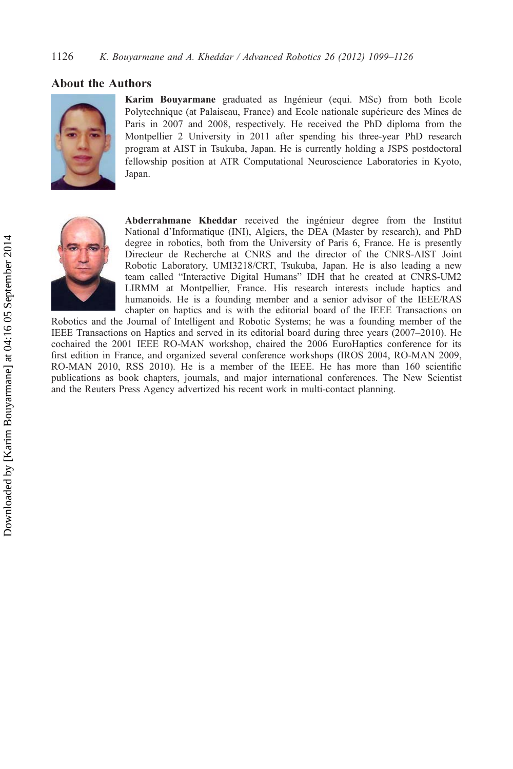## About the Authors

**Karim Bouyarmane** graduated as Ingénieur (equi. MSc) from both Ecole Polytechnique (at Palaiseau, France) and Ecole nationale supérieure des Mines de Paris in 2007 and 2008, respectively. He received the PhD diploma from the Montpellier 2 University in 2011 after spending his three-year PhD research program at AIST in Tsukuba, Japan. He is currently holding a JSPS postdoctoral fellowship position at ATR Computational Neuroscience Laboratories in Kyoto, Japan.

**Abderrahmane Kheddar** received the ingénieur degree from the Institut National d'Informatique (INI), Algiers, the DEA (Master by research), and PhD degree in robotics, both from the University of Paris 6, France. He is presently Directeur de Recherche at CNRS and the director of the CNRS-AIST Joint Robotic Laboratory, UMI3218/CRT, Tsukuba, Japan. He is also leading a new team called "Interactive Digital Humans" IDH that he created at CNRS-UM2 LIRMM at Montpellier, France. His research interests include haptics and humanoids. He is a founding member and a senior advisor of the IEEE/RAS chapter on haptics and is with the editorial board of the IEEE Transactions on Robotics and the Journal of Intelligent and Robotic Systems; he was a founding member of the IEEE Transactions on Haptics and served in its editorial board during three years (2007–2010). He cochaired the 2001 IEEE RO-MAN workshop, chaired the 2006 EuroHaptics conference for its first edition in France, and organized several conference workshops (IROS 2004, RO-MAN 2009, RO-MAN 2010, RSS 2010). He is a member of the IEEE. He has more than 160 scientific publications as book chapters, journals, and major international conferences. The New Scientist and the Reuters Press Agency advertized his recent work in multi-contact planning.